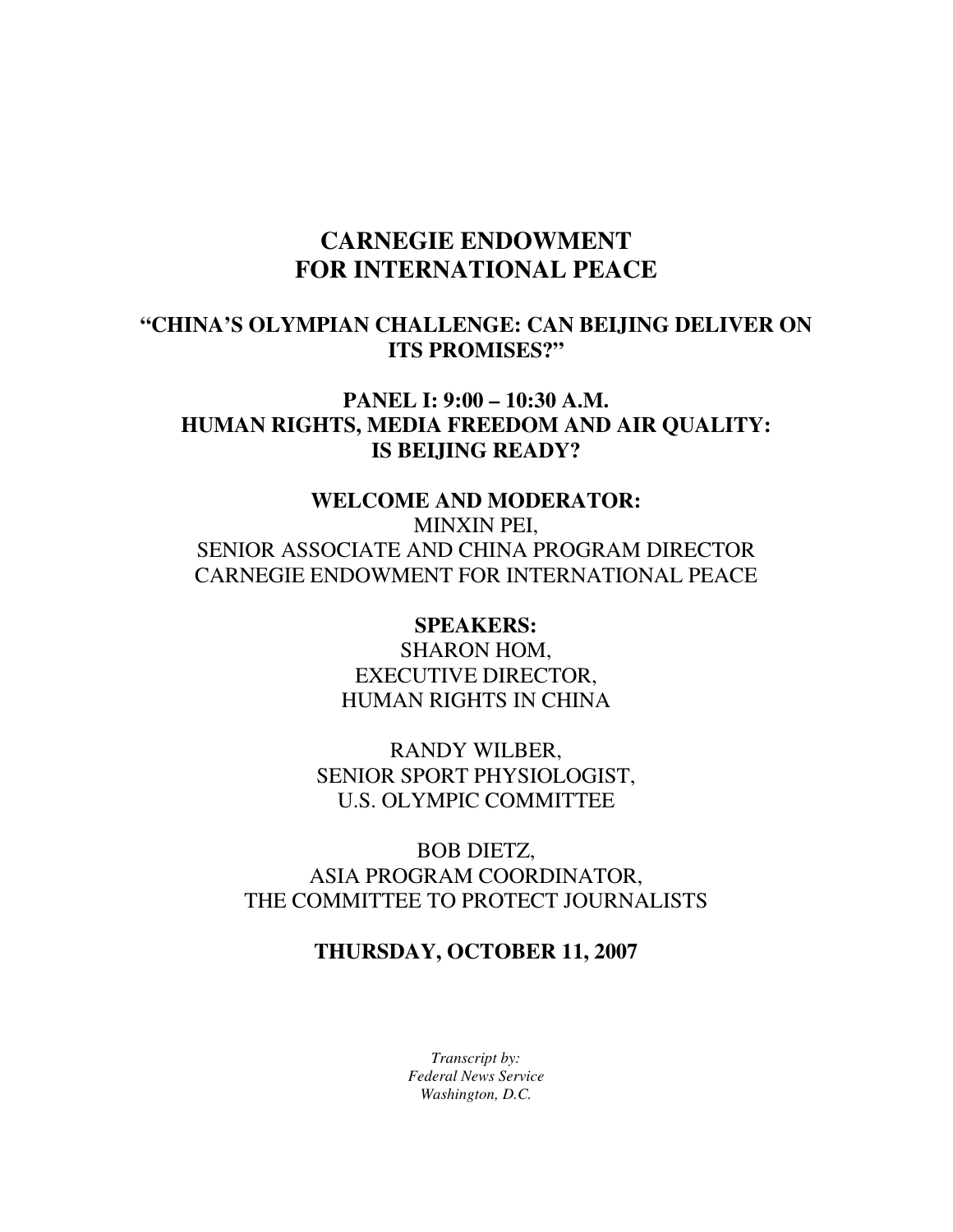# CARNEGIE ENDOWMENT FOR INTERNATIONAL PEACE

## "CHINA'S OLYMPIAN CHALLENGE: CAN BEIJING DELIVER ON ITS PROMISES?"

## PANEL I: 9:00 – 10:30 A.M.
## HUMAN RIGHTS, MEDIA FREEDOM AND AIR QUALITY: IS BEIJING READY?

**WELCOME AND MODERATOR:**

MINXIN PEI,
SENIOR ASSOCIATE AND CHINA PROGRAM DIRECTOR
CARNEGIE ENDOWMENT FOR INTERNATIONAL PEACE

**SPEAKERS:**

SHARON HOM,
EXECUTIVE DIRECTOR,
HUMAN RIGHTS IN CHINA

RANDY WILBER,
SENIOR SPORT PHYSIOLOGIST,
U.S. OLYMPIC COMMITTEE

BOB DIETZ,
ASIA PROGRAM COORDINATOR,
THE COMMITTEE TO PROTECT JOURNALISTS

**THURSDAY, OCTOBER 11, 2007**

*Transcript by:*
*Federal News Service*
*Washington, D.C.*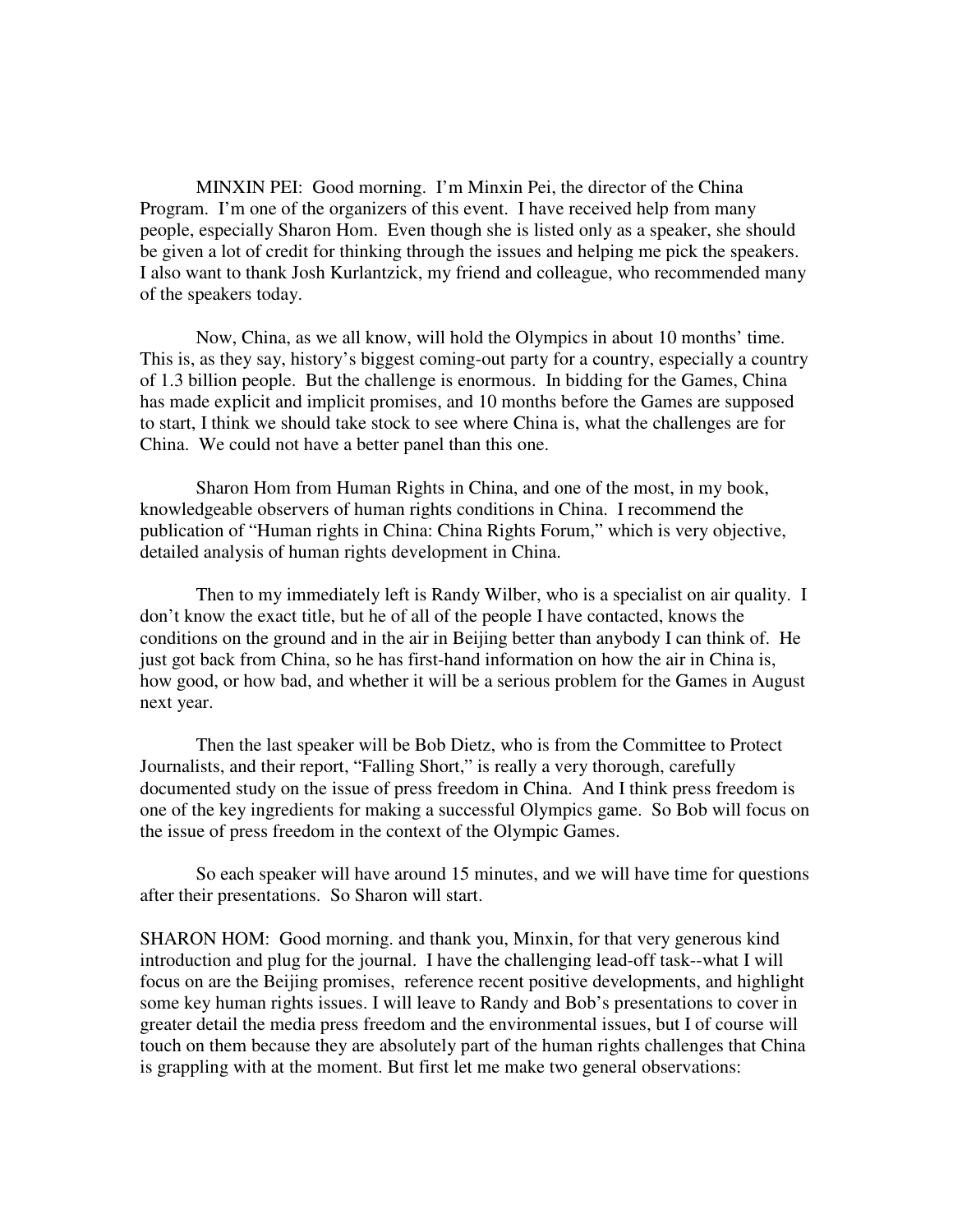MINXIN PEI: Good morning. I'm Minxin Pei, the director of the China Program. I'm one of the organizers of this event. I have received help from many people, especially Sharon Hom. Even though she is listed only as a speaker, she should be given a lot of credit for thinking through the issues and helping me pick the speakers. I also want to thank Josh Kurlantzick, my friend and colleague, who recommended many of the speakers today.

Now, China, as we all know, will hold the Olympics in about 10 months' time. This is, as they say, history's biggest coming-out party for a country, especially a country of 1.3 billion people. But the challenge is enormous. In bidding for the Games, China has made explicit and implicit promises, and 10 months before the Games are supposed to start, I think we should take stock to see where China is, what the challenges are for China. We could not have a better panel than this one.

Sharon Hom from Human Rights in China, and one of the most, in my book, knowledgeable observers of human rights conditions in China. I recommend the publication of "Human rights in China: China Rights Forum," which is very objective, detailed analysis of human rights development in China.

Then to my immediately left is Randy Wilber, who is a specialist on air quality. I don't know the exact title, but he of all of the people I have contacted, knows the conditions on the ground and in the air in Beijing better than anybody I can think of. He just got back from China, so he has first-hand information on how the air in China is, how good, or how bad, and whether it will be a serious problem for the Games in August next year.

Then the last speaker will be Bob Dietz, who is from the Committee to Protect Journalists, and their report, "Falling Short," is really a very thorough, carefully documented study on the issue of press freedom in China. And I think press freedom is one of the key ingredients for making a successful Olympics game. So Bob will focus on the issue of press freedom in the context of the Olympic Games.

So each speaker will have around 15 minutes, and we will have time for questions after their presentations. So Sharon will start.

SHARON HOM: Good morning. and thank you, Minxin, for that very generous kind introduction and plug for the journal. I have the challenging lead-off task--what I will focus on are the Beijing promises, reference recent positive developments, and highlight some key human rights issues. I will leave to Randy and Bob's presentations to cover in greater detail the media press freedom and the environmental issues, but I of course will touch on them because they are absolutely part of the human rights challenges that China is grappling with at the moment. But first let me make two general observations: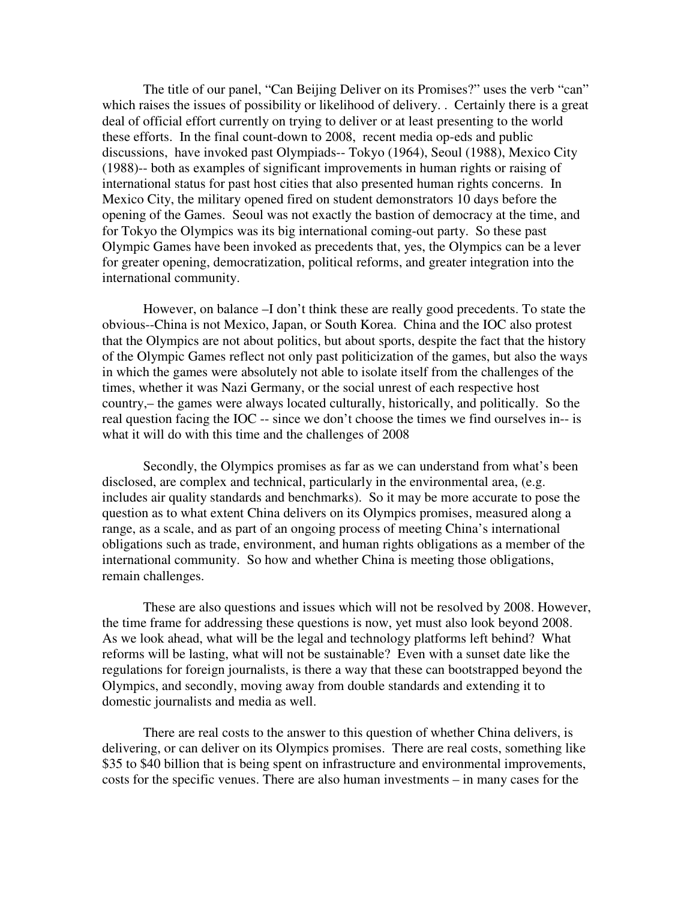The title of our panel, "Can Beijing Deliver on its Promises?" uses the verb "can" which raises the issues of possibility or likelihood of delivery. . Certainly there is a great deal of official effort currently on trying to deliver or at least presenting to the world these efforts. In the final count-down to 2008, recent media op-eds and public discussions, have invoked past Olympiads-- Tokyo (1964), Seoul (1988), Mexico City (1988)-- both as examples of significant improvements in human rights or raising of international status for past host cities that also presented human rights concerns. In Mexico City, the military opened fired on student demonstrators 10 days before the opening of the Games. Seoul was not exactly the bastion of democracy at the time, and for Tokyo the Olympics was its big international coming-out party. So these past Olympic Games have been invoked as precedents that, yes, the Olympics can be a lever for greater opening, democratization, political reforms, and greater integration into the international community.

However, on balance –I don't think these are really good precedents. To state the obvious--China is not Mexico, Japan, or South Korea. China and the IOC also protest that the Olympics are not about politics, but about sports, despite the fact that the history of the Olympic Games reflect not only past politicization of the games, but also the ways in which the games were absolutely not able to isolate itself from the challenges of the times, whether it was Nazi Germany, or the social unrest of each respective host country,– the games were always located culturally, historically, and politically. So the real question facing the IOC -- since we don't choose the times we find ourselves in-- is what it will do with this time and the challenges of 2008

Secondly, the Olympics promises as far as we can understand from what's been disclosed, are complex and technical, particularly in the environmental area, (e.g. includes air quality standards and benchmarks). So it may be more accurate to pose the question as to what extent China delivers on its Olympics promises, measured along a range, as a scale, and as part of an ongoing process of meeting China's international obligations such as trade, environment, and human rights obligations as a member of the international community. So how and whether China is meeting those obligations, remain challenges.

These are also questions and issues which will not be resolved by 2008. However, the time frame for addressing these questions is now, yet must also look beyond 2008. As we look ahead, what will be the legal and technology platforms left behind? What reforms will be lasting, what will not be sustainable? Even with a sunset date like the regulations for foreign journalists, is there a way that these can bootstrapped beyond the Olympics, and secondly, moving away from double standards and extending it to domestic journalists and media as well.

There are real costs to the answer to this question of whether China delivers, is delivering, or can deliver on its Olympics promises. There are real costs, something like \$35 to \$40 billion that is being spent on infrastructure and environmental improvements, costs for the specific venues. There are also human investments – in many cases for the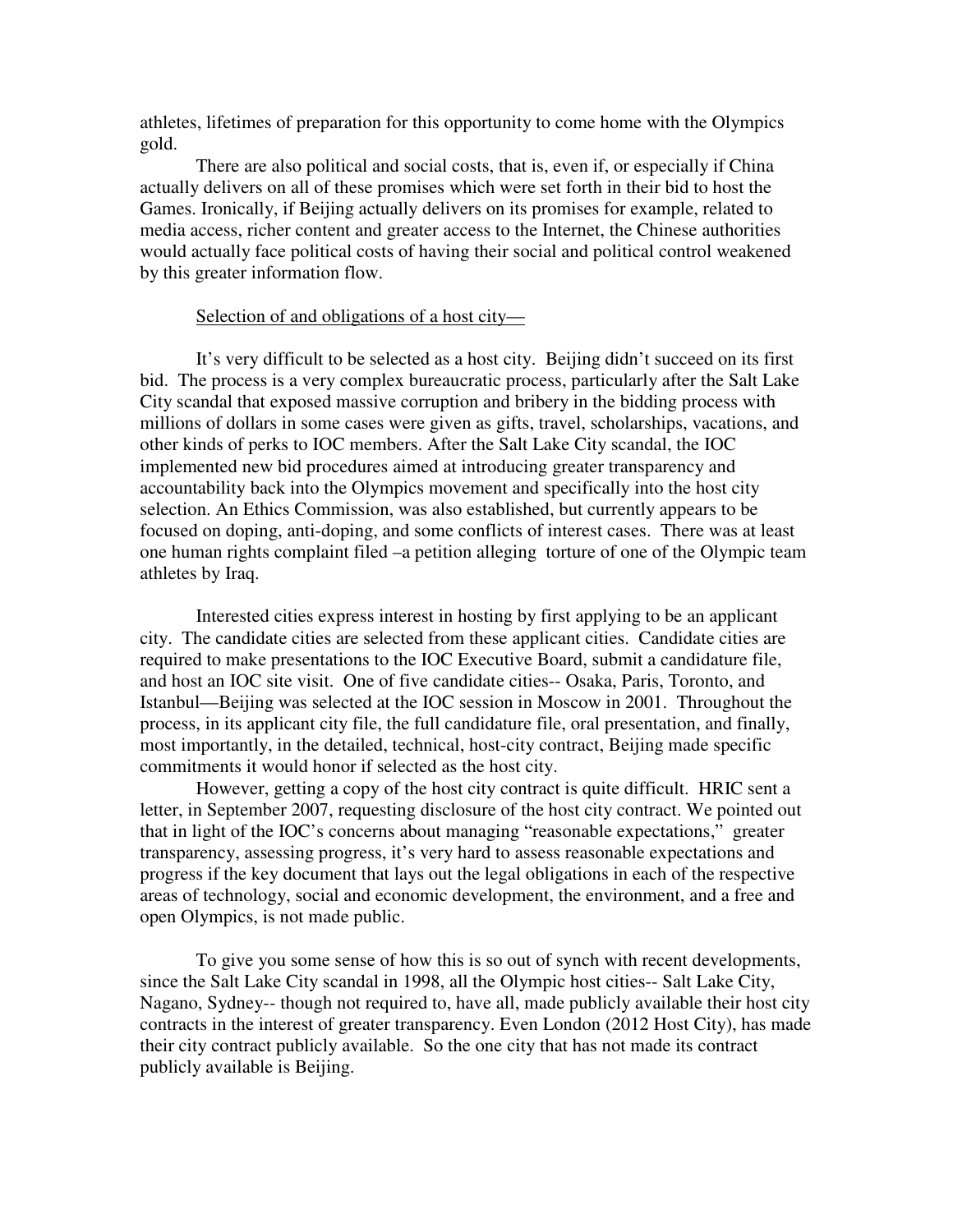athletes, lifetimes of preparation for this opportunity to come home with the Olympics gold.

There are also political and social costs, that is, even if, or especially if China actually delivers on all of these promises which were set forth in their bid to host the Games. Ironically, if Beijing actually delivers on its promises for example, related to media access, richer content and greater access to the Internet, the Chinese authorities would actually face political costs of having their social and political control weakened by this greater information flow.

Selection of and obligations of a host city—

It's very difficult to be selected as a host city. Beijing didn't succeed on its first bid. The process is a very complex bureaucratic process, particularly after the Salt Lake City scandal that exposed massive corruption and bribery in the bidding process with millions of dollars in some cases were given as gifts, travel, scholarships, vacations, and other kinds of perks to IOC members. After the Salt Lake City scandal, the IOC implemented new bid procedures aimed at introducing greater transparency and accountability back into the Olympics movement and specifically into the host city selection. An Ethics Commission, was also established, but currently appears to be focused on doping, anti-doping, and some conflicts of interest cases. There was at least one human rights complaint filed –a petition alleging torture of one of the Olympic team athletes by Iraq.

Interested cities express interest in hosting by first applying to be an applicant city. The candidate cities are selected from these applicant cities. Candidate cities are required to make presentations to the IOC Executive Board, submit a candidature file, and host an IOC site visit. One of five candidate cities-- Osaka, Paris, Toronto, and Istanbul—Beijing was selected at the IOC session in Moscow in 2001. Throughout the process, in its applicant city file, the full candidature file, oral presentation, and finally, most importantly, in the detailed, technical, host-city contract, Beijing made specific commitments it would honor if selected as the host city.

However, getting a copy of the host city contract is quite difficult. HRIC sent a letter, in September 2007, requesting disclosure of the host city contract. We pointed out that in light of the IOC's concerns about managing "reasonable expectations," greater transparency, assessing progress, it's very hard to assess reasonable expectations and progress if the key document that lays out the legal obligations in each of the respective areas of technology, social and economic development, the environment, and a free and open Olympics, is not made public.

To give you some sense of how this is so out of synch with recent developments, since the Salt Lake City scandal in 1998, all the Olympic host cities-- Salt Lake City, Nagano, Sydney-- though not required to, have all, made publicly available their host city contracts in the interest of greater transparency. Even London (2012 Host City), has made their city contract publicly available. So the one city that has not made its contract publicly available is Beijing.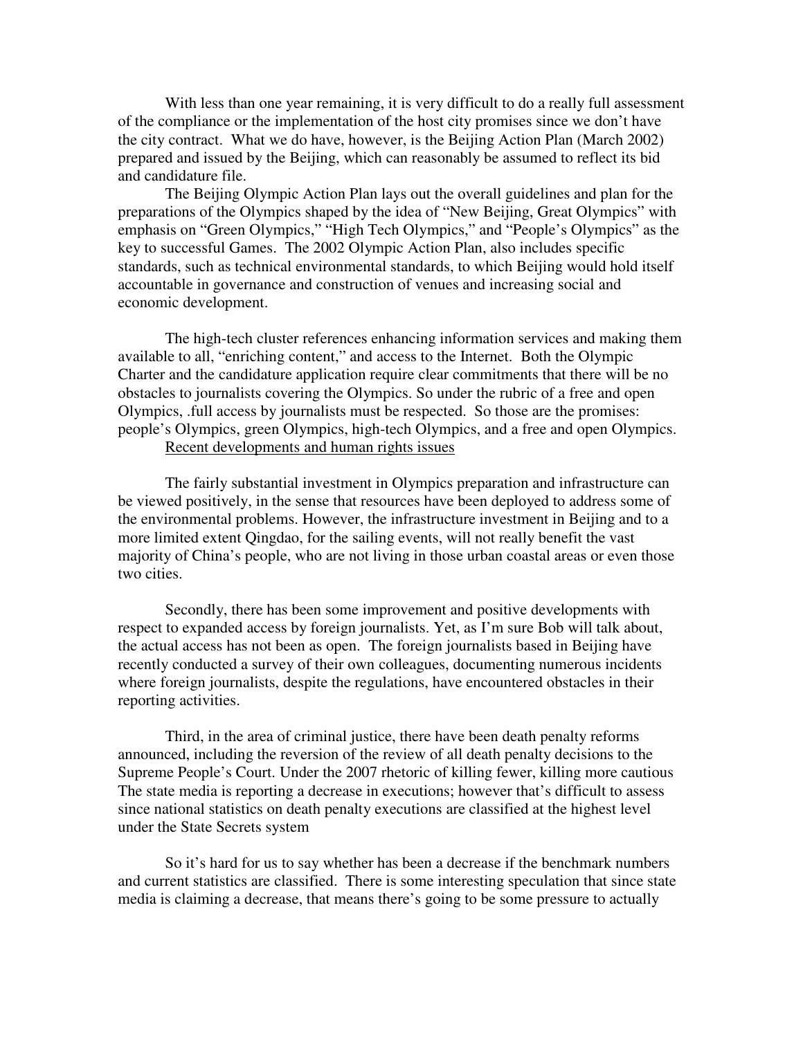With less than one year remaining, it is very difficult to do a really full assessment of the compliance or the implementation of the host city promises since we don't have the city contract. What we do have, however, is the Beijing Action Plan (March 2002) prepared and issued by the Beijing, which can reasonably be assumed to reflect its bid and candidature file.

The Beijing Olympic Action Plan lays out the overall guidelines and plan for the preparations of the Olympics shaped by the idea of "New Beijing, Great Olympics" with emphasis on "Green Olympics," "High Tech Olympics," and "People's Olympics" as the key to successful Games. The 2002 Olympic Action Plan, also includes specific standards, such as technical environmental standards, to which Beijing would hold itself accountable in governance and construction of venues and increasing social and economic development.

The high-tech cluster references enhancing information services and making them available to all, "enriching content," and access to the Internet. Both the Olympic Charter and the candidature application require clear commitments that there will be no obstacles to journalists covering the Olympics. So under the rubric of a free and open Olympics, .full access by journalists must be respected. So those are the promises: people's Olympics, green Olympics, high-tech Olympics, and a free and open Olympics.

Recent developments and human rights issues

The fairly substantial investment in Olympics preparation and infrastructure can be viewed positively, in the sense that resources have been deployed to address some of the environmental problems. However, the infrastructure investment in Beijing and to a more limited extent Qingdao, for the sailing events, will not really benefit the vast majority of China's people, who are not living in those urban coastal areas or even those two cities.

Secondly, there has been some improvement and positive developments with respect to expanded access by foreign journalists. Yet, as I'm sure Bob will talk about, the actual access has not been as open. The foreign journalists based in Beijing have recently conducted a survey of their own colleagues, documenting numerous incidents where foreign journalists, despite the regulations, have encountered obstacles in their reporting activities.

Third, in the area of criminal justice, there have been death penalty reforms announced, including the reversion of the review of all death penalty decisions to the Supreme People's Court. Under the 2007 rhetoric of killing fewer, killing more cautious The state media is reporting a decrease in executions; however that's difficult to assess since national statistics on death penalty executions are classified at the highest level under the State Secrets system

So it's hard for us to say whether has been a decrease if the benchmark numbers and current statistics are classified. There is some interesting speculation that since state media is claiming a decrease, that means there's going to be some pressure to actually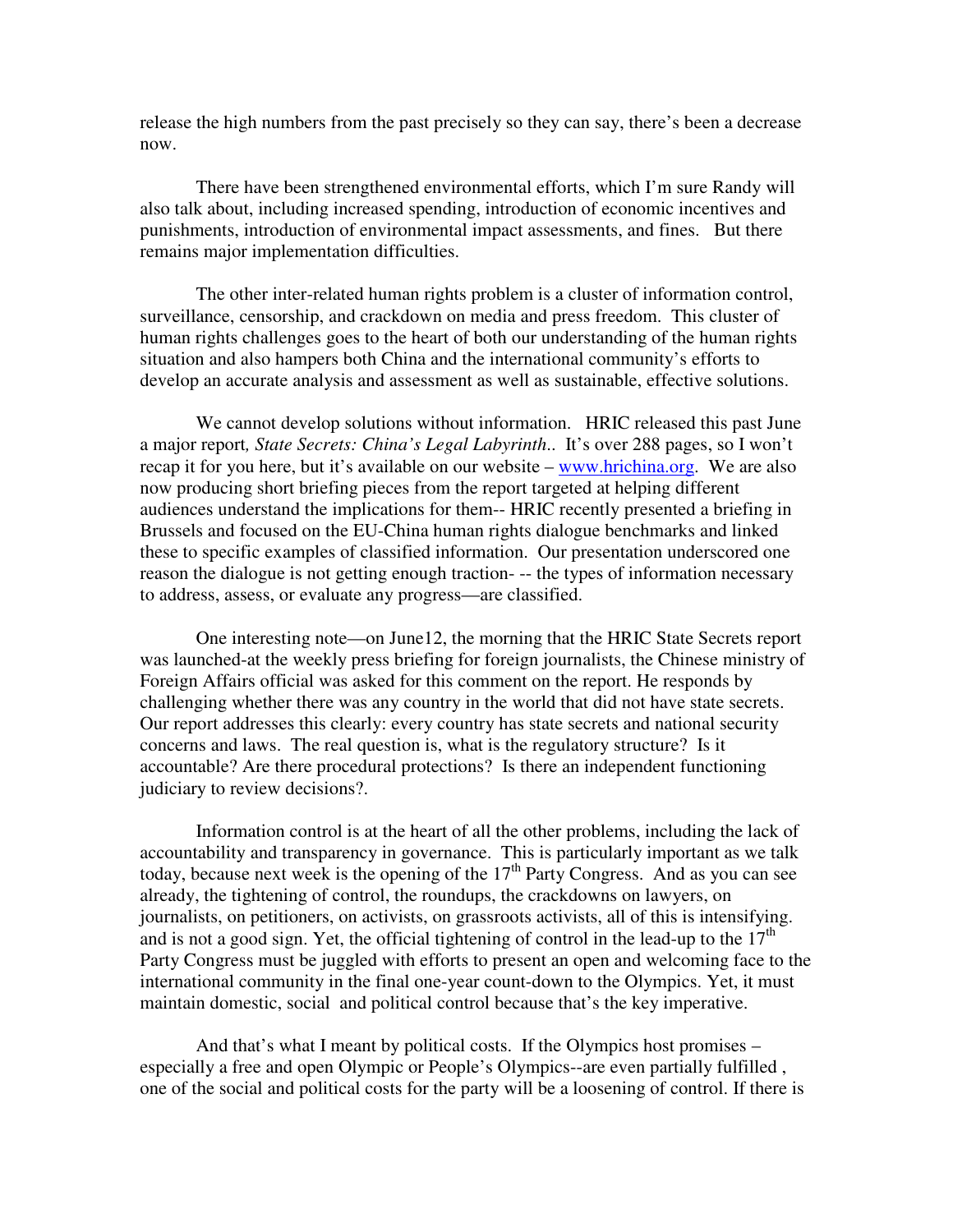release the high numbers from the past precisely so they can say, there's been a decrease now.

There have been strengthened environmental efforts, which I'm sure Randy will also talk about, including increased spending, introduction of economic incentives and punishments, introduction of environmental impact assessments, and fines. But there remains major implementation difficulties.

The other inter-related human rights problem is a cluster of information control, surveillance, censorship, and crackdown on media and press freedom. This cluster of human rights challenges goes to the heart of both our understanding of the human rights situation and also hampers both China and the international community's efforts to develop an accurate analysis and assessment as well as sustainable, effective solutions.

We cannot develop solutions without information. HRIC released this past June a major report*, State Secrets: China's Legal Labyrinth*.. It's over 288 pages, so I won't recap it for you here, but it's available on our website – [www.hrichina.org](http://www.hrichina.org). We are also now producing short briefing pieces from the report targeted at helping different audiences understand the implications for them-- HRIC recently presented a briefing in Brussels and focused on the EU-China human rights dialogue benchmarks and linked these to specific examples of classified information. Our presentation underscored one reason the dialogue is not getting enough traction- -- the types of information necessary to address, assess, or evaluate any progress—are classified.

One interesting note—on June12, the morning that the HRIC State Secrets report was launched-at the weekly press briefing for foreign journalists, the Chinese ministry of Foreign Affairs official was asked for this comment on the report. He responds by challenging whether there was any country in the world that did not have state secrets. Our report addresses this clearly: every country has state secrets and national security concerns and laws. The real question is, what is the regulatory structure? Is it accountable? Are there procedural protections? Is there an independent functioning judiciary to review decisions?.

Information control is at the heart of all the other problems, including the lack of accountability and transparency in governance. This is particularly important as we talk today, because next week is the opening of the 17th Party Congress. And as you can see already, the tightening of control, the roundups, the crackdowns on lawyers, on journalists, on petitioners, on activists, on grassroots activists, all of this is intensifying. and is not a good sign. Yet, the official tightening of control in the lead-up to the 17th Party Congress must be juggled with efforts to present an open and welcoming face to the international community in the final one-year count-down to the Olympics. Yet, it must maintain domestic, social and political control because that's the key imperative.

And that's what I meant by political costs. If the Olympics host promises – especially a free and open Olympic or People's Olympics--are even partially fulfilled , one of the social and political costs for the party will be a loosening of control. If there is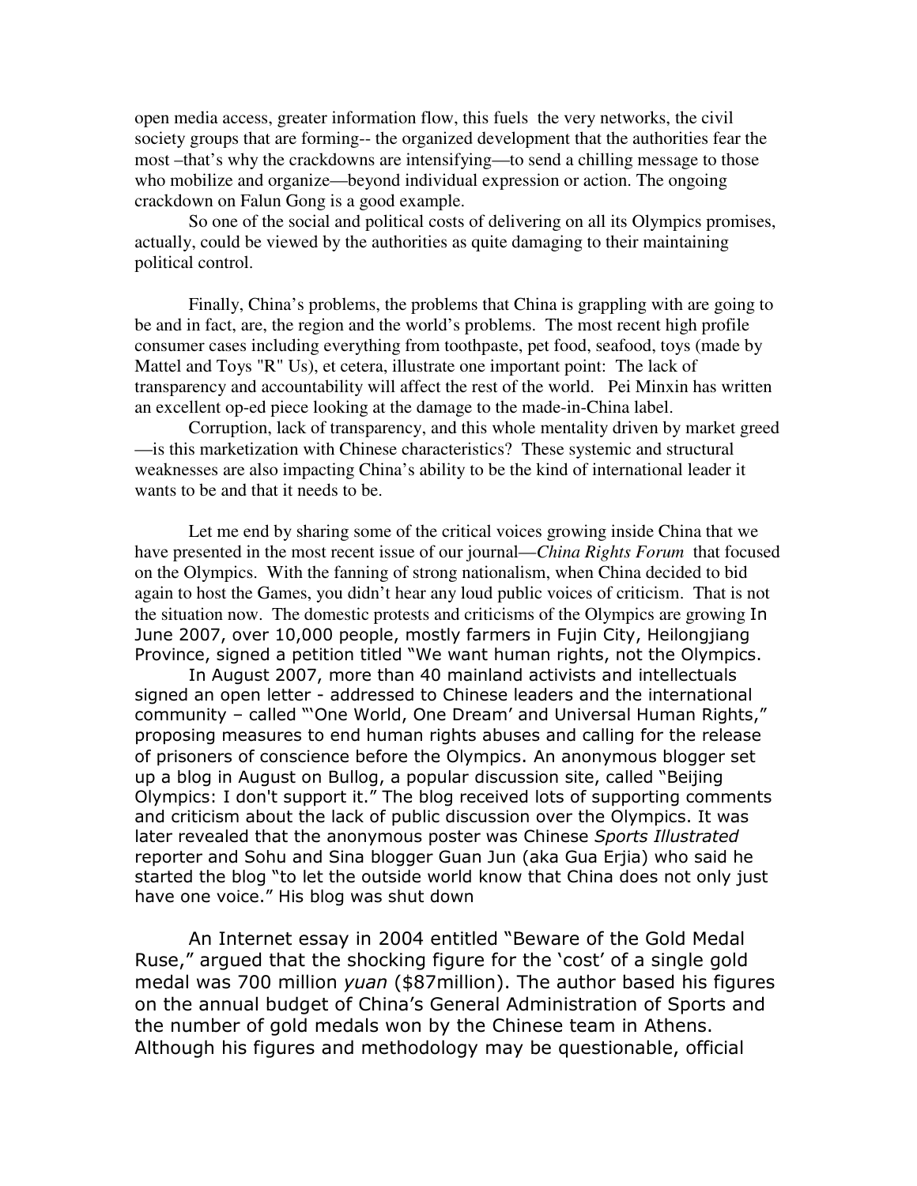open media access, greater information flow, this fuels the very networks, the civil society groups that are forming-- the organized development that the authorities fear the most –that's why the crackdowns are intensifying—to send a chilling message to those who mobilize and organize—beyond individual expression or action. The ongoing crackdown on Falun Gong is a good example.

So one of the social and political costs of delivering on all its Olympics promises, actually, could be viewed by the authorities as quite damaging to their maintaining political control.

Finally, China's problems, the problems that China is grappling with are going to be and in fact, are, the region and the world's problems. The most recent high profile consumer cases including everything from toothpaste, pet food, seafood, toys (made by Mattel and Toys "R" Us), et cetera, illustrate one important point: The lack of transparency and accountability will affect the rest of the world. Pei Minxin has written an excellent op-ed piece looking at the damage to the made-in-China label.

Corruption, lack of transparency, and this whole mentality driven by market greed —is this marketization with Chinese characteristics? These systemic and structural weaknesses are also impacting China's ability to be the kind of international leader it wants to be and that it needs to be.

Let me end by sharing some of the critical voices growing inside China that we have presented in the most recent issue of our journal—*China Rights Forum* that focused on the Olympics. With the fanning of strong nationalism, when China decided to bid again to host the Games, you didn't hear any loud public voices of criticism. That is not the situation now. The domestic protests and criticisms of the Olympics are growing In June 2007, over 10,000 people, mostly farmers in Fujin City, Heilongjiang Province, signed a petition titled "We want human rights, not the Olympics.

In August 2007, more than 40 mainland activists and intellectuals signed an open letter - addressed to Chinese leaders and the international community – called "'One World, One Dream' and Universal Human Rights," proposing measures to end human rights abuses and calling for the release of prisoners of conscience before the Olympics. An anonymous blogger set up a blog in August on Bullog, a popular discussion site, called "Beijing Olympics: I don't support it." The blog received lots of supporting comments and criticism about the lack of public discussion over the Olympics. It was later revealed that the anonymous poster was Chinese *Sports Illustrated* reporter and Sohu and Sina blogger Guan Jun (aka Gua Erjia) who said he started the blog "to let the outside world know that China does not only just have one voice." His blog was shut down

An Internet essay in 2004 entitled "Beware of the Gold Medal Ruse," argued that the shocking figure for the 'cost' of a single gold medal was 700 million *yuan* ($87million). The author based his figures on the annual budget of China's General Administration of Sports and the number of gold medals won by the Chinese team in Athens. Although his figures and methodology may be questionable, official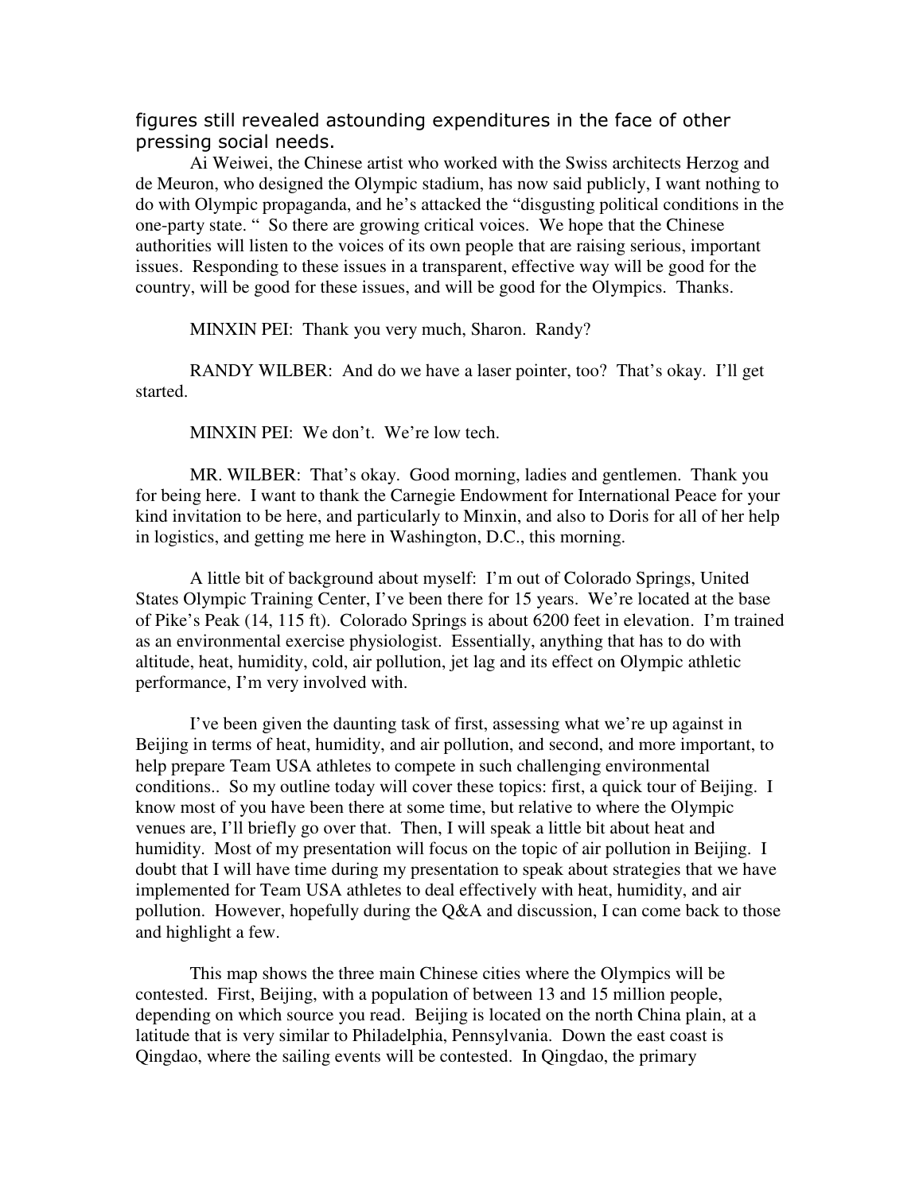figures still revealed astounding expenditures in the face of other pressing social needs.

Ai Weiwei, the Chinese artist who worked with the Swiss architects Herzog and de Meuron, who designed the Olympic stadium, has now said publicly, I want nothing to do with Olympic propaganda, and he's attacked the "disgusting political conditions in the one-party state. " So there are growing critical voices. We hope that the Chinese authorities will listen to the voices of its own people that are raising serious, important issues. Responding to these issues in a transparent, effective way will be good for the country, will be good for these issues, and will be good for the Olympics. Thanks.

MINXIN PEI: Thank you very much, Sharon. Randy?

RANDY WILBER: And do we have a laser pointer, too? That's okay. I'll get started.

MINXIN PEI: We don't. We're low tech.

MR. WILBER: That's okay. Good morning, ladies and gentlemen. Thank you for being here. I want to thank the Carnegie Endowment for International Peace for your kind invitation to be here, and particularly to Minxin, and also to Doris for all of her help in logistics, and getting me here in Washington, D.C., this morning.

A little bit of background about myself: I'm out of Colorado Springs, United States Olympic Training Center, I've been there for 15 years. We're located at the base of Pike's Peak (14, 115 ft). Colorado Springs is about 6200 feet in elevation. I'm trained as an environmental exercise physiologist. Essentially, anything that has to do with altitude, heat, humidity, cold, air pollution, jet lag and its effect on Olympic athletic performance, I'm very involved with.

I've been given the daunting task of first, assessing what we're up against in Beijing in terms of heat, humidity, and air pollution, and second, and more important, to help prepare Team USA athletes to compete in such challenging environmental conditions.. So my outline today will cover these topics: first, a quick tour of Beijing. I know most of you have been there at some time, but relative to where the Olympic venues are, I'll briefly go over that. Then, I will speak a little bit about heat and humidity. Most of my presentation will focus on the topic of air pollution in Beijing. I doubt that I will have time during my presentation to speak about strategies that we have implemented for Team USA athletes to deal effectively with heat, humidity, and air pollution. However, hopefully during the Q&A and discussion, I can come back to those and highlight a few.

This map shows the three main Chinese cities where the Olympics will be contested. First, Beijing, with a population of between 13 and 15 million people, depending on which source you read. Beijing is located on the north China plain, at a latitude that is very similar to Philadelphia, Pennsylvania. Down the east coast is Qingdao, where the sailing events will be contested. In Qingdao, the primary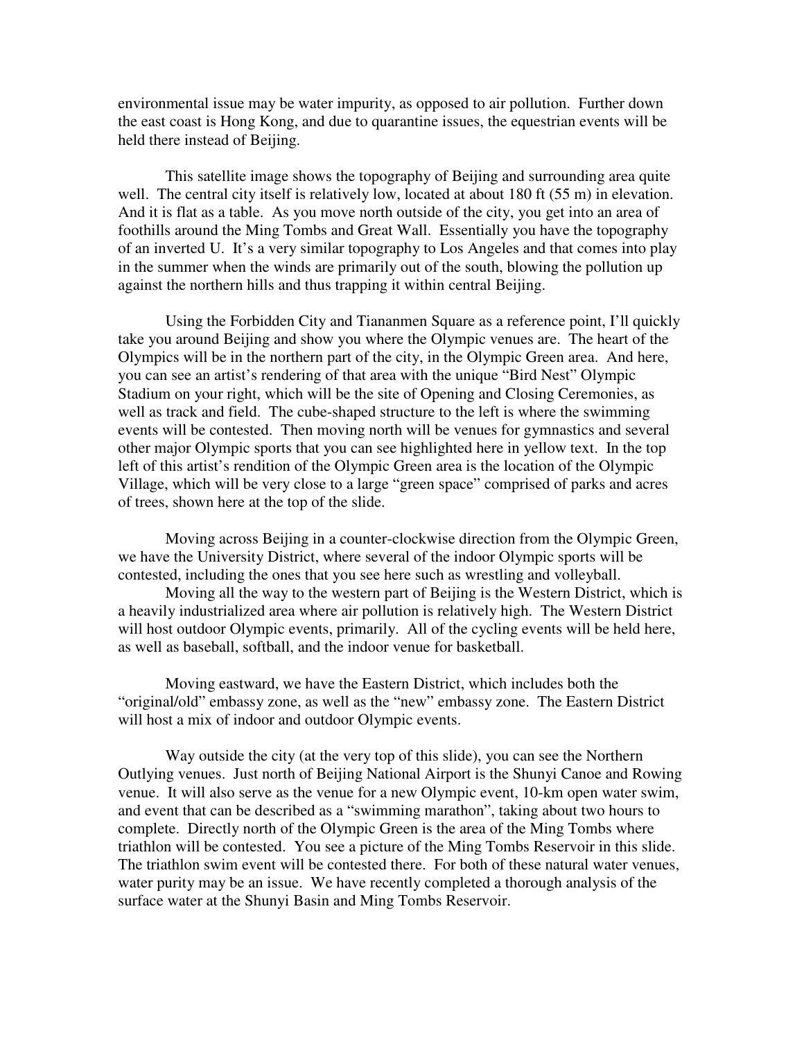environmental issue may be water impurity, as opposed to air pollution. Further down the east coast is Hong Kong, and due to quarantine issues, the equestrian events will be held there instead of Beijing.

This satellite image shows the topography of Beijing and surrounding area quite well. The central city itself is relatively low, located at about 180 ft (55 m) in elevation. And it is flat as a table. As you move north outside of the city, you get into an area of foothills around the Ming Tombs and Great Wall. Essentially you have the topography of an inverted U. It's a very similar topography to Los Angeles and that comes into play in the summer when the winds are primarily out of the south, blowing the pollution up against the northern hills and thus trapping it within central Beijing.

Using the Forbidden City and Tiananmen Square as a reference point, I'll quickly take you around Beijing and show you where the Olympic venues are. The heart of the Olympics will be in the northern part of the city, in the Olympic Green area. And here, you can see an artist's rendering of that area with the unique "Bird Nest" Olympic Stadium on your right, which will be the site of Opening and Closing Ceremonies, as well as track and field. The cube-shaped structure to the left is where the swimming events will be contested. Then moving north will be venues for gymnastics and several other major Olympic sports that you can see highlighted here in yellow text. In the top left of this artist's rendition of the Olympic Green area is the location of the Olympic Village, which will be very close to a large "green space" comprised of parks and acres of trees, shown here at the top of the slide.

Moving across Beijing in a counter-clockwise direction from the Olympic Green, we have the University District, where several of the indoor Olympic sports will be contested, including the ones that you see here such as wrestling and volleyball.

Moving all the way to the western part of Beijing is the Western District, which is a heavily industrialized area where air pollution is relatively high. The Western District will host outdoor Olympic events, primarily. All of the cycling events will be held here, as well as baseball, softball, and the indoor venue for basketball.

Moving eastward, we have the Eastern District, which includes both the "original/old" embassy zone, as well as the "new" embassy zone. The Eastern District will host a mix of indoor and outdoor Olympic events.

Way outside the city (at the very top of this slide), you can see the Northern Outlying venues. Just north of Beijing National Airport is the Shunyi Canoe and Rowing venue. It will also serve as the venue for a new Olympic event, 10-km open water swim, and event that can be described as a "swimming marathon", taking about two hours to complete. Directly north of the Olympic Green is the area of the Ming Tombs where triathlon will be contested. You see a picture of the Ming Tombs Reservoir in this slide. The triathlon swim event will be contested there. For both of these natural water venues, water purity may be an issue. We have recently completed a thorough analysis of the surface water at the Shunyi Basin and Ming Tombs Reservoir.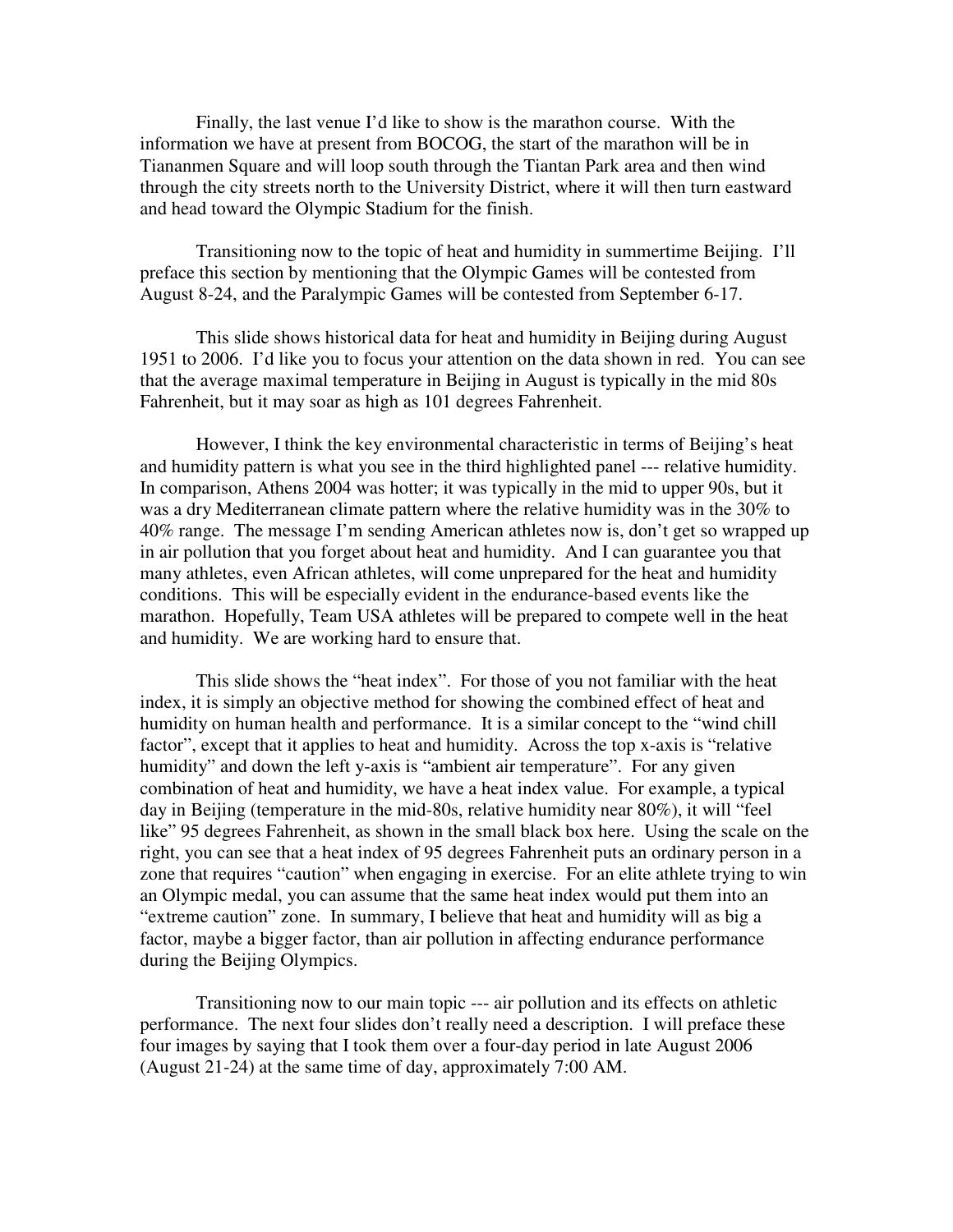Finally, the last venue I'd like to show is the marathon course. With the information we have at present from BOCOG, the start of the marathon will be in Tiananmen Square and will loop south through the Tiantan Park area and then wind through the city streets north to the University District, where it will then turn eastward and head toward the Olympic Stadium for the finish.

Transitioning now to the topic of heat and humidity in summertime Beijing. I'll preface this section by mentioning that the Olympic Games will be contested from August 8-24, and the Paralympic Games will be contested from September 6-17.

This slide shows historical data for heat and humidity in Beijing during August 1951 to 2006. I'd like you to focus your attention on the data shown in red. You can see that the average maximal temperature in Beijing in August is typically in the mid 80s Fahrenheit, but it may soar as high as 101 degrees Fahrenheit.

However, I think the key environmental characteristic in terms of Beijing's heat and humidity pattern is what you see in the third highlighted panel --- relative humidity. In comparison, Athens 2004 was hotter; it was typically in the mid to upper 90s, but it was a dry Mediterranean climate pattern where the relative humidity was in the 30% to 40% range. The message I'm sending American athletes now is, don't get so wrapped up in air pollution that you forget about heat and humidity. And I can guarantee you that many athletes, even African athletes, will come unprepared for the heat and humidity conditions. This will be especially evident in the endurance-based events like the marathon. Hopefully, Team USA athletes will be prepared to compete well in the heat and humidity. We are working hard to ensure that.

This slide shows the "heat index". For those of you not familiar with the heat index, it is simply an objective method for showing the combined effect of heat and humidity on human health and performance. It is a similar concept to the "wind chill factor", except that it applies to heat and humidity. Across the top x-axis is "relative humidity" and down the left y-axis is "ambient air temperature". For any given combination of heat and humidity, we have a heat index value. For example, a typical day in Beijing (temperature in the mid-80s, relative humidity near 80%), it will "feel like" 95 degrees Fahrenheit, as shown in the small black box here. Using the scale on the right, you can see that a heat index of 95 degrees Fahrenheit puts an ordinary person in a zone that requires "caution" when engaging in exercise. For an elite athlete trying to win an Olympic medal, you can assume that the same heat index would put them into an "extreme caution" zone. In summary, I believe that heat and humidity will as big a factor, maybe a bigger factor, than air pollution in affecting endurance performance during the Beijing Olympics.

Transitioning now to our main topic --- air pollution and its effects on athletic performance. The next four slides don't really need a description. I will preface these four images by saying that I took them over a four-day period in late August 2006 (August 21-24) at the same time of day, approximately 7:00 AM.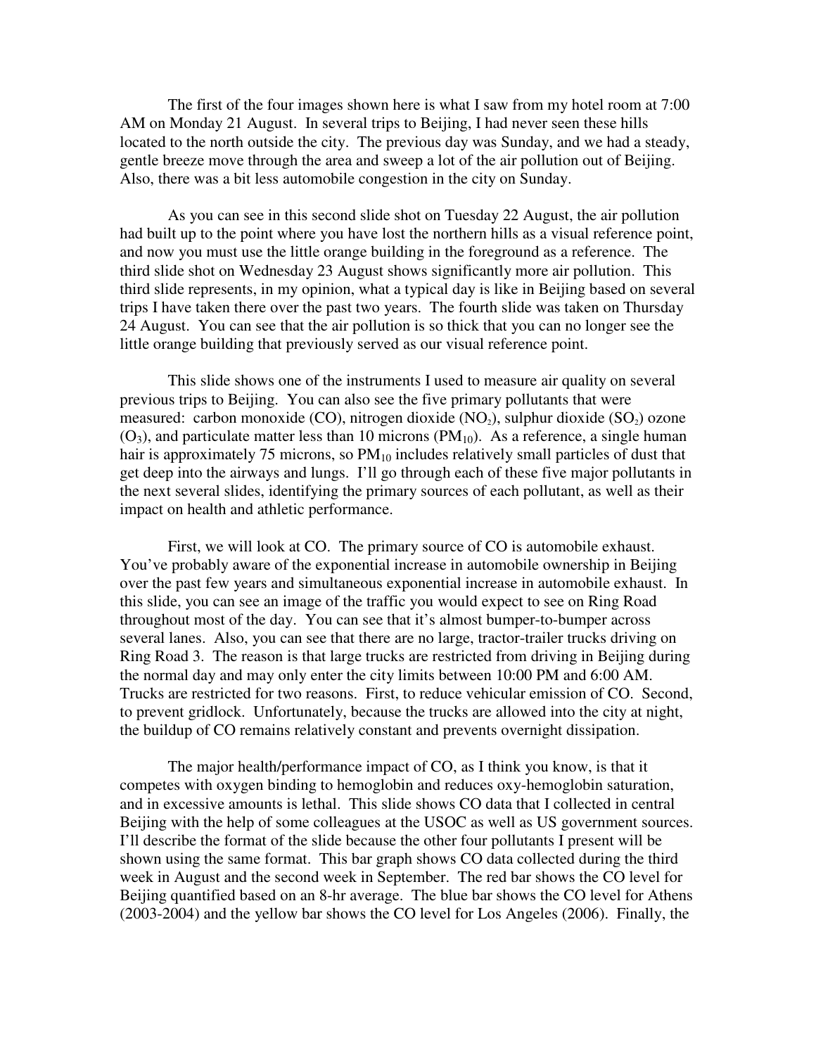The first of the four images shown here is what I saw from my hotel room at 7:00 AM on Monday 21 August. In several trips to Beijing, I had never seen these hills located to the north outside the city. The previous day was Sunday, and we had a steady, gentle breeze move through the area and sweep a lot of the air pollution out of Beijing. Also, there was a bit less automobile congestion in the city on Sunday.

As you can see in this second slide shot on Tuesday 22 August, the air pollution had built up to the point where you have lost the northern hills as a visual reference point, and now you must use the little orange building in the foreground as a reference. The third slide shot on Wednesday 23 August shows significantly more air pollution. This third slide represents, in my opinion, what a typical day is like in Beijing based on several trips I have taken there over the past two years. The fourth slide was taken on Thursday 24 August. You can see that the air pollution is so thick that you can no longer see the little orange building that previously served as our visual reference point.

This slide shows one of the instruments I used to measure air quality on several previous trips to Beijing. You can also see the five primary pollutants that were measured: carbon monoxide (CO), nitrogen dioxide ($NO_2$), sulphur dioxide ($SO_2$) ozone ($O_3$), and particulate matter less than 10 microns ($PM_{10}$). As a reference, a single human hair is approximately 75 microns, so $PM_{10}$ includes relatively small particles of dust that get deep into the airways and lungs. I'll go through each of these five major pollutants in the next several slides, identifying the primary sources of each pollutant, as well as their impact on health and athletic performance.

First, we will look at CO. The primary source of CO is automobile exhaust. You've probably aware of the exponential increase in automobile ownership in Beijing over the past few years and simultaneous exponential increase in automobile exhaust. In this slide, you can see an image of the traffic you would expect to see on Ring Road throughout most of the day. You can see that it's almost bumper-to-bumper across several lanes. Also, you can see that there are no large, tractor-trailer trucks driving on Ring Road 3. The reason is that large trucks are restricted from driving in Beijing during the normal day and may only enter the city limits between 10:00 PM and 6:00 AM. Trucks are restricted for two reasons. First, to reduce vehicular emission of CO. Second, to prevent gridlock. Unfortunately, because the trucks are allowed into the city at night, the buildup of CO remains relatively constant and prevents overnight dissipation.

The major health/performance impact of CO, as I think you know, is that it competes with oxygen binding to hemoglobin and reduces oxy-hemoglobin saturation, and in excessive amounts is lethal. This slide shows CO data that I collected in central Beijing with the help of some colleagues at the USOC as well as US government sources. I'll describe the format of the slide because the other four pollutants I present will be shown using the same format. This bar graph shows CO data collected during the third week in August and the second week in September. The red bar shows the CO level for Beijing quantified based on an 8-hr average. The blue bar shows the CO level for Athens (2003-2004) and the yellow bar shows the CO level for Los Angeles (2006). Finally, the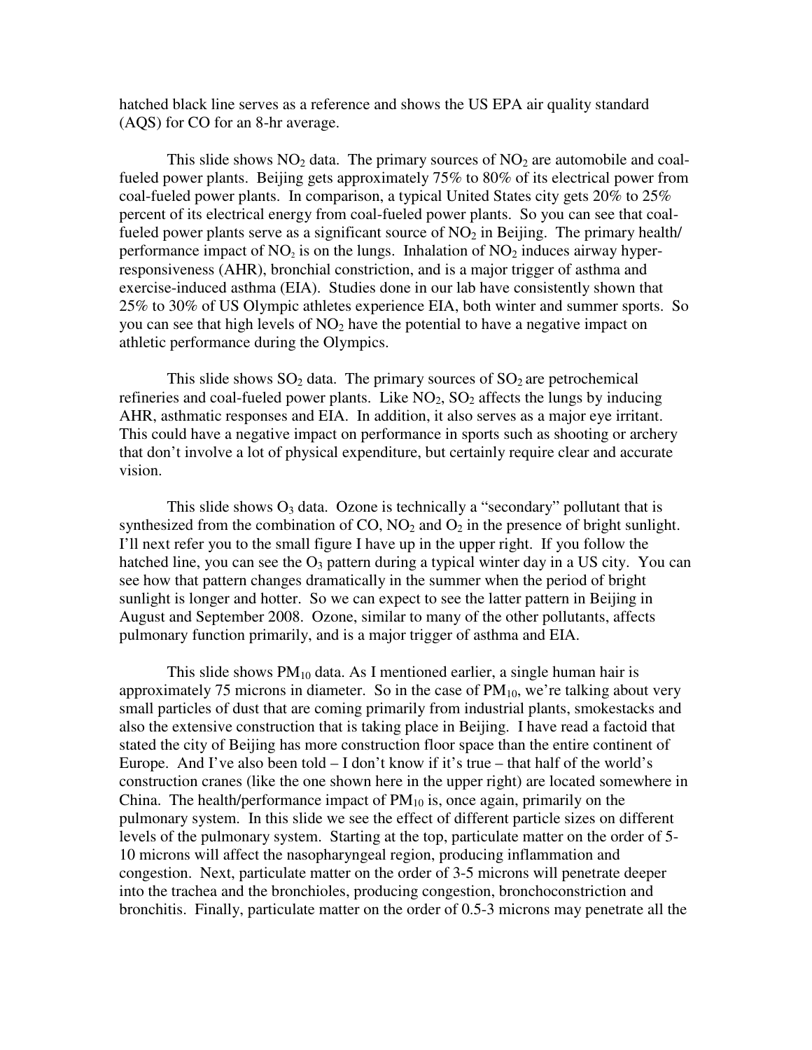hatched black line serves as a reference and shows the US EPA air quality standard (AQS) for CO for an 8-hr average.

This slide shows $NO_2$ data. The primary sources of $NO_2$ are automobile and coal-fueled power plants. Beijing gets approximately 75% to 80% of its electrical power from coal-fueled power plants. In comparison, a typical United States city gets 20% to 25% percent of its electrical energy from coal-fueled power plants. So you can see that coal-fueled power plants serve as a significant source of $NO_2$ in Beijing. The primary health/ performance impact of $NO_2$ is on the lungs. Inhalation of $NO_2$ induces airway hyper-responsiveness (AHR), bronchial constriction, and is a major trigger of asthma and exercise-induced asthma (EIA). Studies done in our lab have consistently shown that 25% to 30% of US Olympic athletes experience EIA, both winter and summer sports. So you can see that high levels of $NO_2$ have the potential to have a negative impact on athletic performance during the Olympics.

This slide shows $SO_2$ data. The primary sources of $SO_2$ are petrochemical refineries and coal-fueled power plants. Like $NO_2$, $SO_2$ affects the lungs by inducing AHR, asthmatic responses and EIA. In addition, it also serves as a major eye irritant. This could have a negative impact on performance in sports such as shooting or archery that don't involve a lot of physical expenditure, but certainly require clear and accurate vision.

This slide shows $O_3$ data. Ozone is technically a "secondary" pollutant that is synthesized from the combination of CO, $NO_2$ and $O_2$ in the presence of bright sunlight. I'll next refer you to the small figure I have up in the upper right. If you follow the hatched line, you can see the $O_3$ pattern during a typical winter day in a US city. You can see how that pattern changes dramatically in the summer when the period of bright sunlight is longer and hotter. So we can expect to see the latter pattern in Beijing in August and September 2008. Ozone, similar to many of the other pollutants, affects pulmonary function primarily, and is a major trigger of asthma and EIA.

This slide shows $PM_{10}$ data. As I mentioned earlier, a single human hair is approximately 75 microns in diameter. So in the case of $PM_{10}$, we're talking about very small particles of dust that are coming primarily from industrial plants, smokestacks and also the extensive construction that is taking place in Beijing. I have read a factoid that stated the city of Beijing has more construction floor space than the entire continent of Europe. And I've also been told – I don't know if it's true – that half of the world's construction cranes (like the one shown here in the upper right) are located somewhere in China. The health/performance impact of $PM_{10}$ is, once again, primarily on the pulmonary system. In this slide we see the effect of different particle sizes on different levels of the pulmonary system. Starting at the top, particulate matter on the order of 5-10 microns will affect the nasopharyngeal region, producing inflammation and congestion. Next, particulate matter on the order of 3-5 microns will penetrate deeper into the trachea and the bronchioles, producing congestion, bronchoconstriction and bronchitis. Finally, particulate matter on the order of 0.5-3 microns may penetrate all the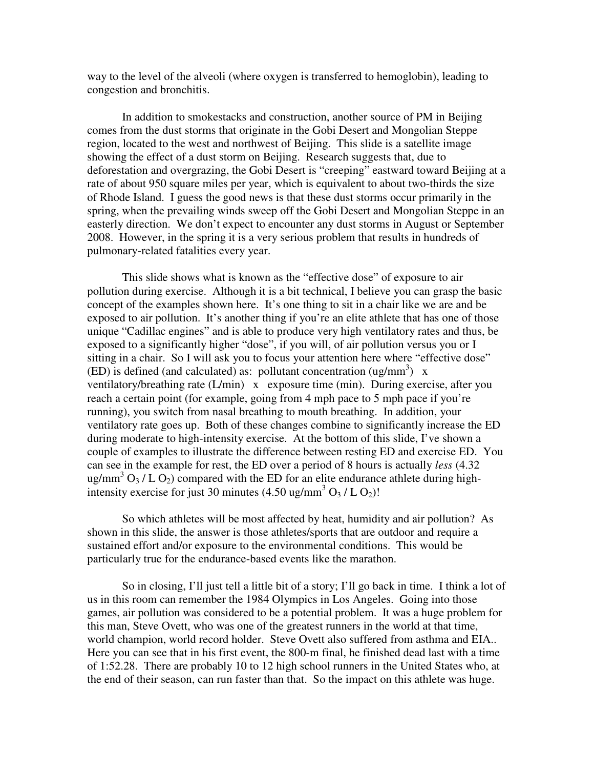way to the level of the alveoli (where oxygen is transferred to hemoglobin), leading to congestion and bronchitis.

In addition to smokestacks and construction, another source of PM in Beijing comes from the dust storms that originate in the Gobi Desert and Mongolian Steppe region, located to the west and northwest of Beijing. This slide is a satellite image showing the effect of a dust storm on Beijing. Research suggests that, due to deforestation and overgrazing, the Gobi Desert is "creeping" eastward toward Beijing at a rate of about 950 square miles per year, which is equivalent to about two-thirds the size of Rhode Island. I guess the good news is that these dust storms occur primarily in the spring, when the prevailing winds sweep off the Gobi Desert and Mongolian Steppe in an easterly direction. We don't expect to encounter any dust storms in August or September 2008. However, in the spring it is a very serious problem that results in hundreds of pulmonary-related fatalities every year.

This slide shows what is known as the "effective dose" of exposure to air pollution during exercise. Although it is a bit technical, I believe you can grasp the basic concept of the examples shown here. It's one thing to sit in a chair like we are and be exposed to air pollution. It's another thing if you're an elite athlete that has one of those unique "Cadillac engines" and is able to produce very high ventilatory rates and thus, be exposed to a significantly higher "dose", if you will, of air pollution versus you or I sitting in a chair. So I will ask you to focus your attention here where "effective dose" (ED) is defined (and calculated) as: pollutant concentration (ug/mm$^3$) x ventilatory/breathing rate (L/min) x exposure time (min). During exercise, after you reach a certain point (for example, going from 4 mph pace to 5 mph pace if you're running), you switch from nasal breathing to mouth breathing. In addition, your ventilatory rate goes up. Both of these changes combine to significantly increase the ED during moderate to high-intensity exercise. At the bottom of this slide, I've shown a couple of examples to illustrate the difference between resting ED and exercise ED. You can see in the example for rest, the ED over a period of 8 hours is actually *less* (4.32 ug/mm$^3$ $O_3$ / L $O_2$) compared with the ED for an elite endurance athlete during high-intensity exercise for just 30 minutes (4.50 ug/mm$^3$ $O_3$ / L $O_2$)!

So which athletes will be most affected by heat, humidity and air pollution? As shown in this slide, the answer is those athletes/sports that are outdoor and require a sustained effort and/or exposure to the environmental conditions. This would be particularly true for the endurance-based events like the marathon.

So in closing, I'll just tell a little bit of a story; I'll go back in time. I think a lot of us in this room can remember the 1984 Olympics in Los Angeles. Going into those games, air pollution was considered to be a potential problem. It was a huge problem for this man, Steve Ovett, who was one of the greatest runners in the world at that time, world champion, world record holder. Steve Ovett also suffered from asthma and EIA.. Here you can see that in his first event, the 800-m final, he finished dead last with a time of 1:52.28. There are probably 10 to 12 high school runners in the United States who, at the end of their season, can run faster than that. So the impact on this athlete was huge.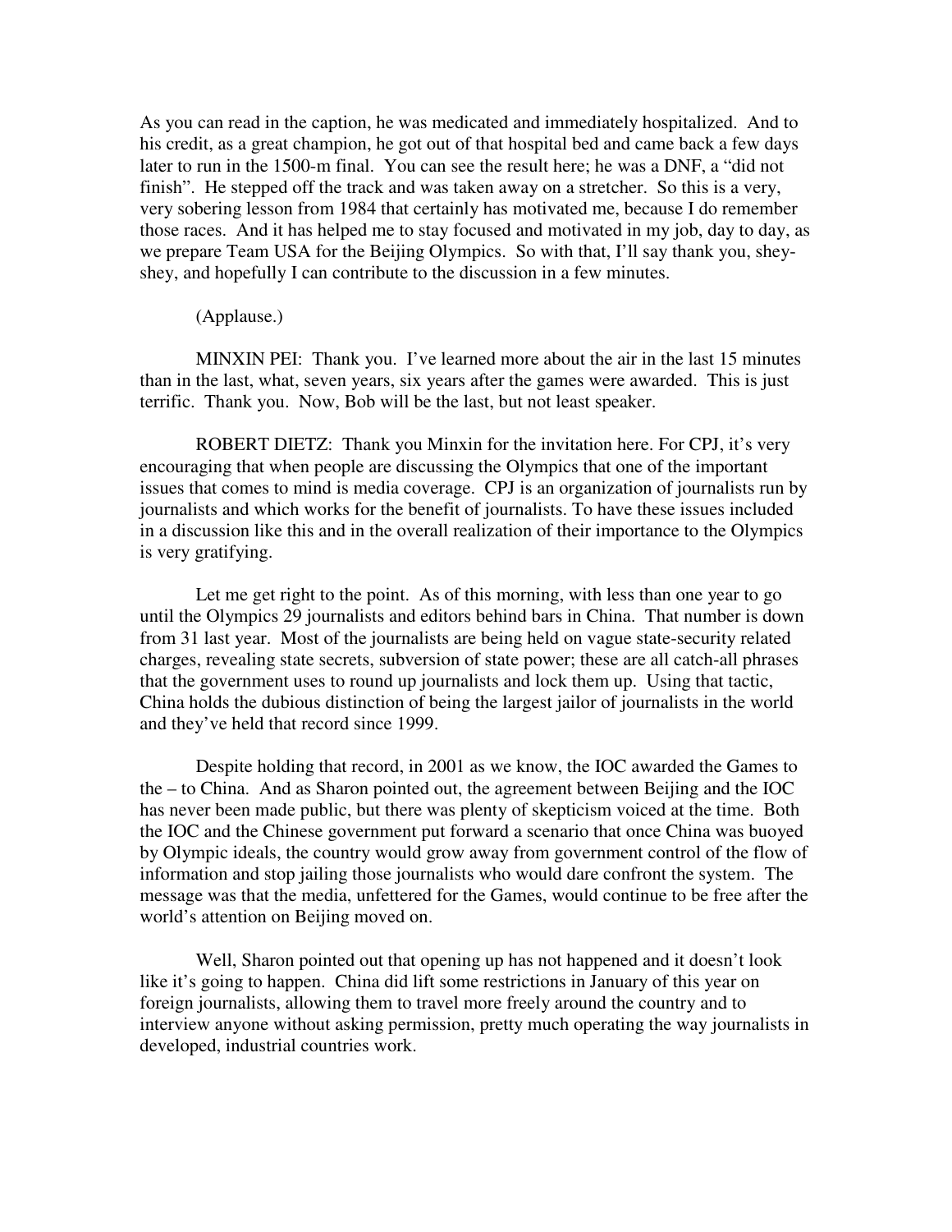As you can read in the caption, he was medicated and immediately hospitalized. And to his credit, as a great champion, he got out of that hospital bed and came back a few days later to run in the 1500-m final. You can see the result here; he was a DNF, a "did not finish". He stepped off the track and was taken away on a stretcher. So this is a very, very sobering lesson from 1984 that certainly has motivated me, because I do remember those races. And it has helped me to stay focused and motivated in my job, day to day, as we prepare Team USA for the Beijing Olympics. So with that, I'll say thank you, shey-shey, and hopefully I can contribute to the discussion in a few minutes.

(Applause.)

MINXIN PEI: Thank you. I've learned more about the air in the last 15 minutes than in the last, what, seven years, six years after the games were awarded. This is just terrific. Thank you. Now, Bob will be the last, but not least speaker.

ROBERT DIETZ: Thank you Minxin for the invitation here. For CPJ, it's very encouraging that when people are discussing the Olympics that one of the important issues that comes to mind is media coverage. CPJ is an organization of journalists run by journalists and which works for the benefit of journalists. To have these issues included in a discussion like this and in the overall realization of their importance to the Olympics is very gratifying.

Let me get right to the point. As of this morning, with less than one year to go until the Olympics 29 journalists and editors behind bars in China. That number is down from 31 last year. Most of the journalists are being held on vague state-security related charges, revealing state secrets, subversion of state power; these are all catch-all phrases that the government uses to round up journalists and lock them up. Using that tactic, China holds the dubious distinction of being the largest jailor of journalists in the world and they've held that record since 1999.

Despite holding that record, in 2001 as we know, the IOC awarded the Games to the – to China. And as Sharon pointed out, the agreement between Beijing and the IOC has never been made public, but there was plenty of skepticism voiced at the time. Both the IOC and the Chinese government put forward a scenario that once China was buoyed by Olympic ideals, the country would grow away from government control of the flow of information and stop jailing those journalists who would dare confront the system. The message was that the media, unfettered for the Games, would continue to be free after the world's attention on Beijing moved on.

Well, Sharon pointed out that opening up has not happened and it doesn't look like it's going to happen. China did lift some restrictions in January of this year on foreign journalists, allowing them to travel more freely around the country and to interview anyone without asking permission, pretty much operating the way journalists in developed, industrial countries work.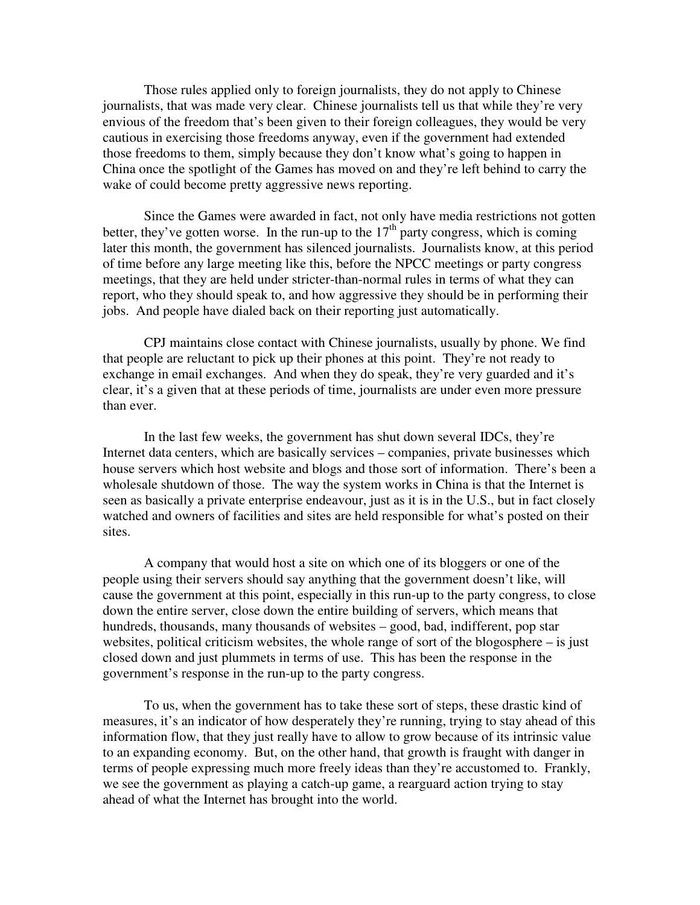Those rules applied only to foreign journalists, they do not apply to Chinese journalists, that was made very clear. Chinese journalists tell us that while they're very envious of the freedom that's been given to their foreign colleagues, they would be very cautious in exercising those freedoms anyway, even if the government had extended those freedoms to them, simply because they don't know what's going to happen in China once the spotlight of the Games has moved on and they're left behind to carry the wake of could become pretty aggressive news reporting.

Since the Games were awarded in fact, not only have media restrictions not gotten better, they've gotten worse. In the run-up to the 17th party congress, which is coming later this month, the government has silenced journalists. Journalists know, at this period of time before any large meeting like this, before the NPCC meetings or party congress meetings, that they are held under stricter-than-normal rules in terms of what they can report, who they should speak to, and how aggressive they should be in performing their jobs. And people have dialed back on their reporting just automatically.

CPJ maintains close contact with Chinese journalists, usually by phone. We find that people are reluctant to pick up their phones at this point. They're not ready to exchange in email exchanges. And when they do speak, they're very guarded and it's clear, it's a given that at these periods of time, journalists are under even more pressure than ever.

In the last few weeks, the government has shut down several IDCs, they're Internet data centers, which are basically services – companies, private businesses which house servers which host website and blogs and those sort of information. There's been a wholesale shutdown of those. The way the system works in China is that the Internet is seen as basically a private enterprise endeavour, just as it is in the U.S., but in fact closely watched and owners of facilities and sites are held responsible for what's posted on their sites.

A company that would host a site on which one of its bloggers or one of the people using their servers should say anything that the government doesn't like, will cause the government at this point, especially in this run-up to the party congress, to close down the entire server, close down the entire building of servers, which means that hundreds, thousands, many thousands of websites – good, bad, indifferent, pop star websites, political criticism websites, the whole range of sort of the blogosphere – is just closed down and just plummets in terms of use. This has been the response in the government's response in the run-up to the party congress.

To us, when the government has to take these sort of steps, these drastic kind of measures, it's an indicator of how desperately they're running, trying to stay ahead of this information flow, that they just really have to allow to grow because of its intrinsic value to an expanding economy. But, on the other hand, that growth is fraught with danger in terms of people expressing much more freely ideas than they're accustomed to. Frankly, we see the government as playing a catch-up game, a rearguard action trying to stay ahead of what the Internet has brought into the world.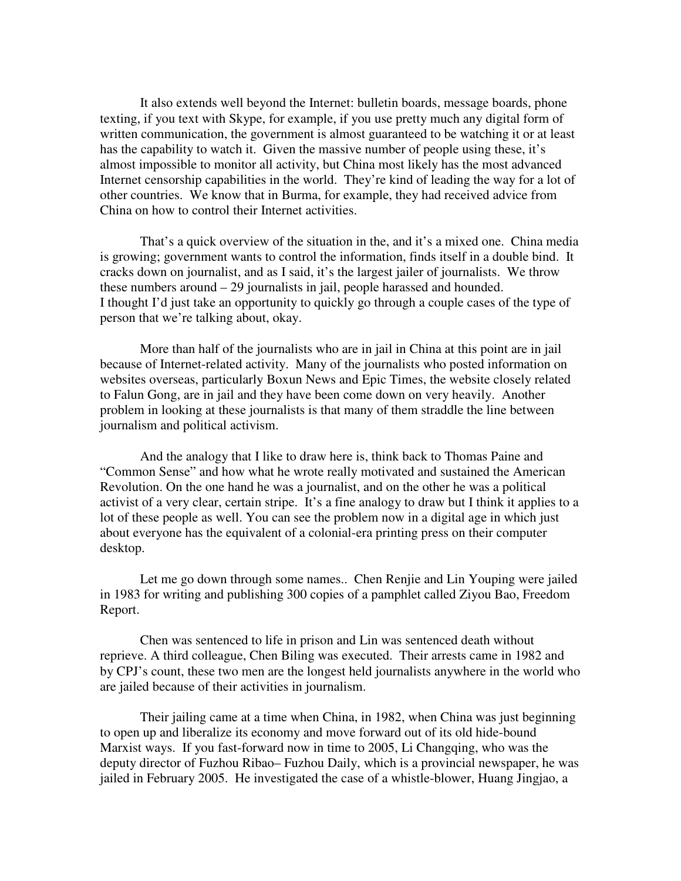It also extends well beyond the Internet: bulletin boards, message boards, phone texting, if you text with Skype, for example, if you use pretty much any digital form of written communication, the government is almost guaranteed to be watching it or at least has the capability to watch it. Given the massive number of people using these, it's almost impossible to monitor all activity, but China most likely has the most advanced Internet censorship capabilities in the world. They're kind of leading the way for a lot of other countries. We know that in Burma, for example, they had received advice from China on how to control their Internet activities.

That's a quick overview of the situation in the, and it's a mixed one. China media is growing; government wants to control the information, finds itself in a double bind. It cracks down on journalist, and as I said, it's the largest jailer of journalists. We throw these numbers around – 29 journalists in jail, people harassed and hounded.
I thought I'd just take an opportunity to quickly go through a couple cases of the type of person that we're talking about, okay.

More than half of the journalists who are in jail in China at this point are in jail because of Internet-related activity. Many of the journalists who posted information on websites overseas, particularly Boxun News and Epic Times, the website closely related to Falun Gong, are in jail and they have been come down on very heavily. Another problem in looking at these journalists is that many of them straddle the line between journalism and political activism.

And the analogy that I like to draw here is, think back to Thomas Paine and "Common Sense" and how what he wrote really motivated and sustained the American Revolution. On the one hand he was a journalist, and on the other he was a political activist of a very clear, certain stripe. It's a fine analogy to draw but I think it applies to a lot of these people as well. You can see the problem now in a digital age in which just about everyone has the equivalent of a colonial-era printing press on their computer desktop.

Let me go down through some names.. Chen Renjie and Lin Youping were jailed in 1983 for writing and publishing 300 copies of a pamphlet called Ziyou Bao, Freedom Report.

Chen was sentenced to life in prison and Lin was sentenced death without reprieve. A third colleague, Chen Biling was executed. Their arrests came in 1982 and by CPJ's count, these two men are the longest held journalists anywhere in the world who are jailed because of their activities in journalism.

Their jailing came at a time when China, in 1982, when China was just beginning to open up and liberalize its economy and move forward out of its old hide-bound Marxist ways. If you fast-forward now in time to 2005, Li Changqing, who was the deputy director of Fuzhou Ribao– Fuzhou Daily, which is a provincial newspaper, he was jailed in February 2005. He investigated the case of a whistle-blower, Huang Jingjao, a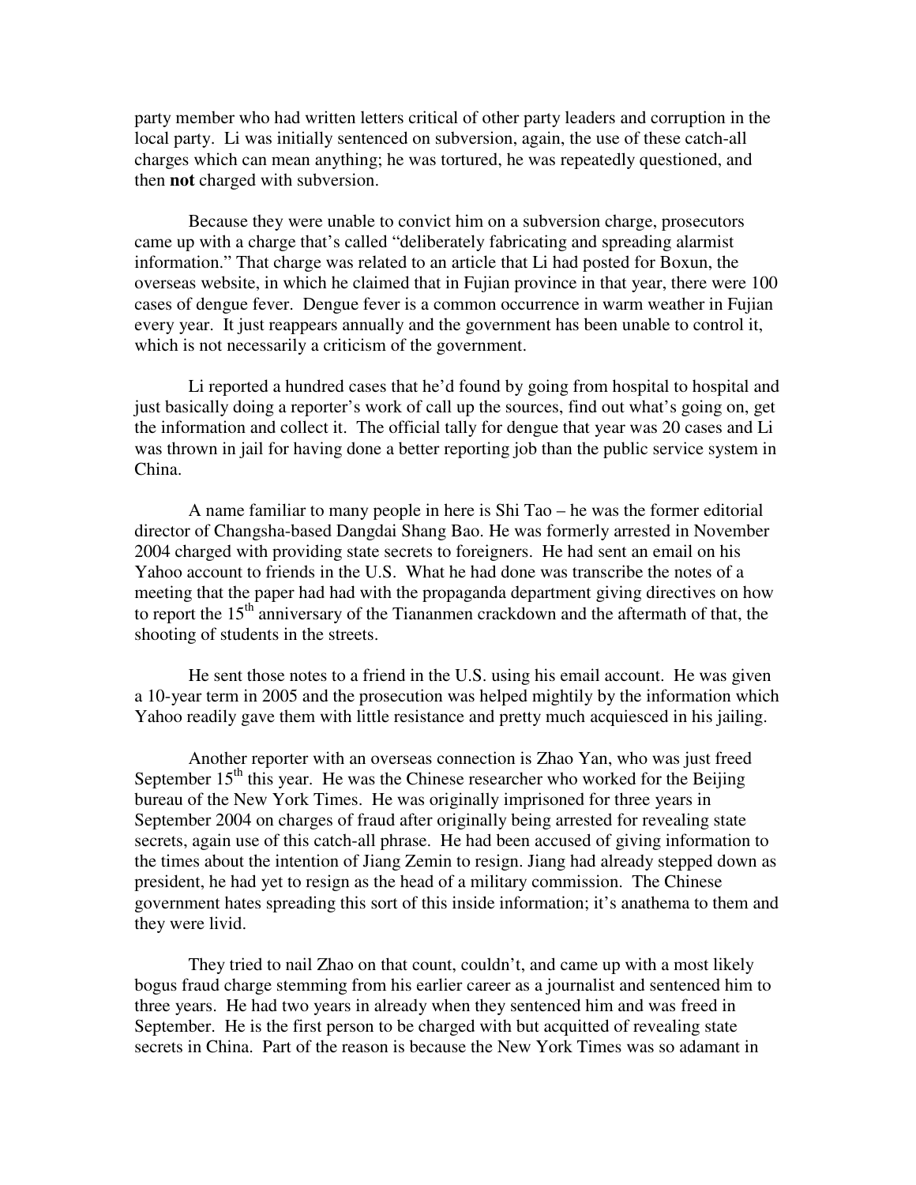party member who had written letters critical of other party leaders and corruption in the local party. Li was initially sentenced on subversion, again, the use of these catch-all charges which can mean anything; he was tortured, he was repeatedly questioned, and then **not** charged with subversion.

Because they were unable to convict him on a subversion charge, prosecutors came up with a charge that's called "deliberately fabricating and spreading alarmist information." That charge was related to an article that Li had posted for Boxun, the overseas website, in which he claimed that in Fujian province in that year, there were 100 cases of dengue fever. Dengue fever is a common occurrence in warm weather in Fujian every year. It just reappears annually and the government has been unable to control it, which is not necessarily a criticism of the government.

Li reported a hundred cases that he'd found by going from hospital to hospital and just basically doing a reporter's work of call up the sources, find out what's going on, get the information and collect it. The official tally for dengue that year was 20 cases and Li was thrown in jail for having done a better reporting job than the public service system in China.

A name familiar to many people in here is Shi Tao – he was the former editorial director of Changsha-based Dangdai Shang Bao. He was formerly arrested in November 2004 charged with providing state secrets to foreigners. He had sent an email on his Yahoo account to friends in the U.S. What he had done was transcribe the notes of a meeting that the paper had had with the propaganda department giving directives on how to report the 15th anniversary of the Tiananmen crackdown and the aftermath of that, the shooting of students in the streets.

He sent those notes to a friend in the U.S. using his email account. He was given a 10-year term in 2005 and the prosecution was helped mightily by the information which Yahoo readily gave them with little resistance and pretty much acquiesced in his jailing.

Another reporter with an overseas connection is Zhao Yan, who was just freed September 15th this year. He was the Chinese researcher who worked for the Beijing bureau of the New York Times. He was originally imprisoned for three years in September 2004 on charges of fraud after originally being arrested for revealing state secrets, again use of this catch-all phrase. He had been accused of giving information to the times about the intention of Jiang Zemin to resign. Jiang had already stepped down as president, he had yet to resign as the head of a military commission. The Chinese government hates spreading this sort of this inside information; it's anathema to them and they were livid.

They tried to nail Zhao on that count, couldn't, and came up with a most likely bogus fraud charge stemming from his earlier career as a journalist and sentenced him to three years. He had two years in already when they sentenced him and was freed in September. He is the first person to be charged with but acquitted of revealing state secrets in China. Part of the reason is because the New York Times was so adamant in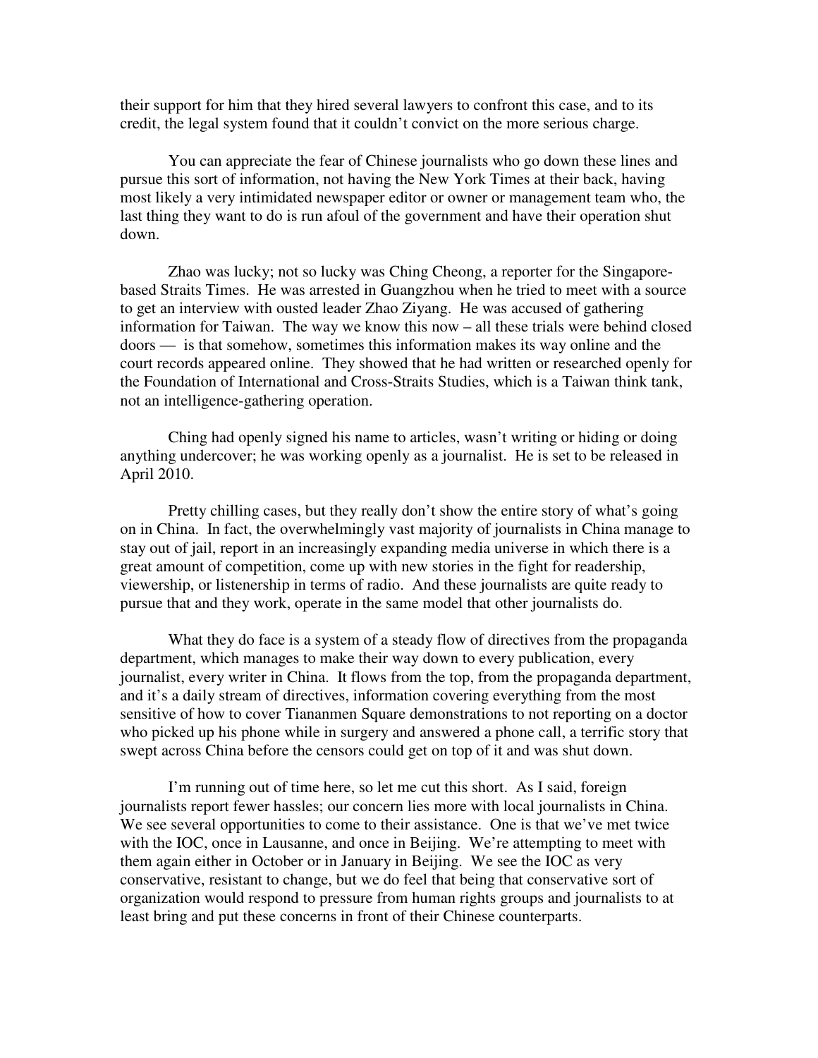their support for him that they hired several lawyers to confront this case, and to its credit, the legal system found that it couldn't convict on the more serious charge.

You can appreciate the fear of Chinese journalists who go down these lines and pursue this sort of information, not having the New York Times at their back, having most likely a very intimidated newspaper editor or owner or management team who, the last thing they want to do is run afoul of the government and have their operation shut down.

Zhao was lucky; not so lucky was Ching Cheong, a reporter for the Singapore-based Straits Times. He was arrested in Guangzhou when he tried to meet with a source to get an interview with ousted leader Zhao Ziyang. He was accused of gathering information for Taiwan. The way we know this now – all these trials were behind closed doors — is that somehow, sometimes this information makes its way online and the court records appeared online. They showed that he had written or researched openly for the Foundation of International and Cross-Straits Studies, which is a Taiwan think tank, not an intelligence-gathering operation.

Ching had openly signed his name to articles, wasn't writing or hiding or doing anything undercover; he was working openly as a journalist. He is set to be released in April 2010.

Pretty chilling cases, but they really don't show the entire story of what's going on in China. In fact, the overwhelmingly vast majority of journalists in China manage to stay out of jail, report in an increasingly expanding media universe in which there is a great amount of competition, come up with new stories in the fight for readership, viewership, or listenership in terms of radio. And these journalists are quite ready to pursue that and they work, operate in the same model that other journalists do.

What they do face is a system of a steady flow of directives from the propaganda department, which manages to make their way down to every publication, every journalist, every writer in China. It flows from the top, from the propaganda department, and it's a daily stream of directives, information covering everything from the most sensitive of how to cover Tiananmen Square demonstrations to not reporting on a doctor who picked up his phone while in surgery and answered a phone call, a terrific story that swept across China before the censors could get on top of it and was shut down.

I'm running out of time here, so let me cut this short. As I said, foreign journalists report fewer hassles; our concern lies more with local journalists in China. We see several opportunities to come to their assistance. One is that we've met twice with the IOC, once in Lausanne, and once in Beijing. We're attempting to meet with them again either in October or in January in Beijing. We see the IOC as very conservative, resistant to change, but we do feel that being that conservative sort of organization would respond to pressure from human rights groups and journalists to at least bring and put these concerns in front of their Chinese counterparts.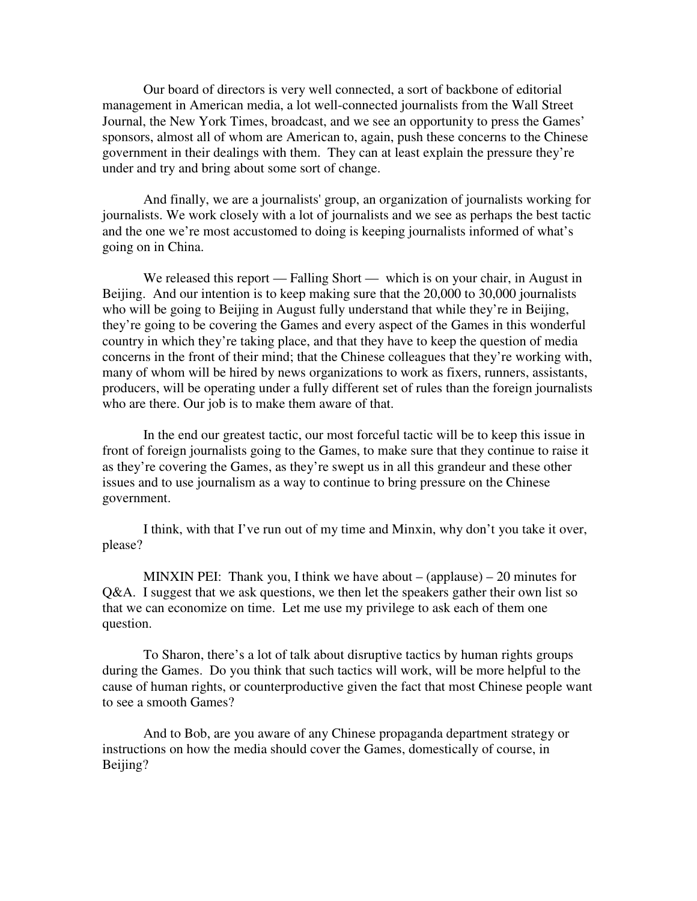Our board of directors is very well connected, a sort of backbone of editorial management in American media, a lot well-connected journalists from the Wall Street Journal, the New York Times, broadcast, and we see an opportunity to press the Games' sponsors, almost all of whom are American to, again, push these concerns to the Chinese government in their dealings with them. They can at least explain the pressure they're under and try and bring about some sort of change.

And finally, we are a journalists' group, an organization of journalists working for journalists. We work closely with a lot of journalists and we see as perhaps the best tactic and the one we're most accustomed to doing is keeping journalists informed of what's going on in China.

We released this report — Falling Short — which is on your chair, in August in Beijing. And our intention is to keep making sure that the 20,000 to 30,000 journalists who will be going to Beijing in August fully understand that while they're in Beijing, they're going to be covering the Games and every aspect of the Games in this wonderful country in which they're taking place, and that they have to keep the question of media concerns in the front of their mind; that the Chinese colleagues that they're working with, many of whom will be hired by news organizations to work as fixers, runners, assistants, producers, will be operating under a fully different set of rules than the foreign journalists who are there. Our job is to make them aware of that.

In the end our greatest tactic, our most forceful tactic will be to keep this issue in front of foreign journalists going to the Games, to make sure that they continue to raise it as they're covering the Games, as they're swept us in all this grandeur and these other issues and to use journalism as a way to continue to bring pressure on the Chinese government.

I think, with that I've run out of my time and Minxin, why don't you take it over, please?

MINXIN PEI: Thank you, I think we have about – (applause) – 20 minutes for Q&A. I suggest that we ask questions, we then let the speakers gather their own list so that we can economize on time. Let me use my privilege to ask each of them one question.

To Sharon, there's a lot of talk about disruptive tactics by human rights groups during the Games. Do you think that such tactics will work, will be more helpful to the cause of human rights, or counterproductive given the fact that most Chinese people want to see a smooth Games?

And to Bob, are you aware of any Chinese propaganda department strategy or instructions on how the media should cover the Games, domestically of course, in Beijing?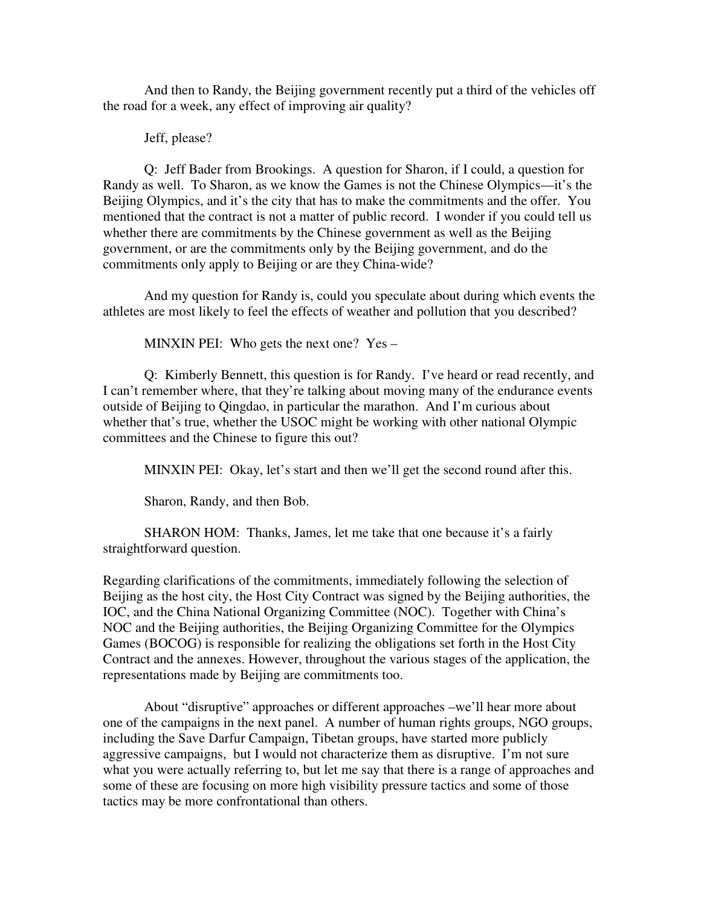And then to Randy, the Beijing government recently put a third of the vehicles off the road for a week, any effect of improving air quality?

Jeff, please?

Q: Jeff Bader from Brookings. A question for Sharon, if I could, a question for Randy as well. To Sharon, as we know the Games is not the Chinese Olympics—it's the Beijing Olympics, and it's the city that has to make the commitments and the offer. You mentioned that the contract is not a matter of public record. I wonder if you could tell us whether there are commitments by the Chinese government as well as the Beijing government, or are the commitments only by the Beijing government, and do the commitments only apply to Beijing or are they China-wide?

And my question for Randy is, could you speculate about during which events the athletes are most likely to feel the effects of weather and pollution that you described?

MINXIN PEI: Who gets the next one? Yes –

Q: Kimberly Bennett, this question is for Randy. I've heard or read recently, and I can't remember where, that they're talking about moving many of the endurance events outside of Beijing to Qingdao, in particular the marathon. And I'm curious about whether that's true, whether the USOC might be working with other national Olympic committees and the Chinese to figure this out?

MINXIN PEI: Okay, let's start and then we'll get the second round after this.

Sharon, Randy, and then Bob.

SHARON HOM: Thanks, James, let me take that one because it's a fairly straightforward question.

Regarding clarifications of the commitments, immediately following the selection of Beijing as the host city, the Host City Contract was signed by the Beijing authorities, the IOC, and the China National Organizing Committee (NOC). Together with China's NOC and the Beijing authorities, the Beijing Organizing Committee for the Olympics Games (BOCOG) is responsible for realizing the obligations set forth in the Host City Contract and the annexes. However, throughout the various stages of the application, the representations made by Beijing are commitments too.

About "disruptive" approaches or different approaches –we'll hear more about one of the campaigns in the next panel. A number of human rights groups, NGO groups, including the Save Darfur Campaign, Tibetan groups, have started more publicly aggressive campaigns, but I would not characterize them as disruptive. I'm not sure what you were actually referring to, but let me say that there is a range of approaches and some of these are focusing on more high visibility pressure tactics and some of those tactics may be more confrontational than others.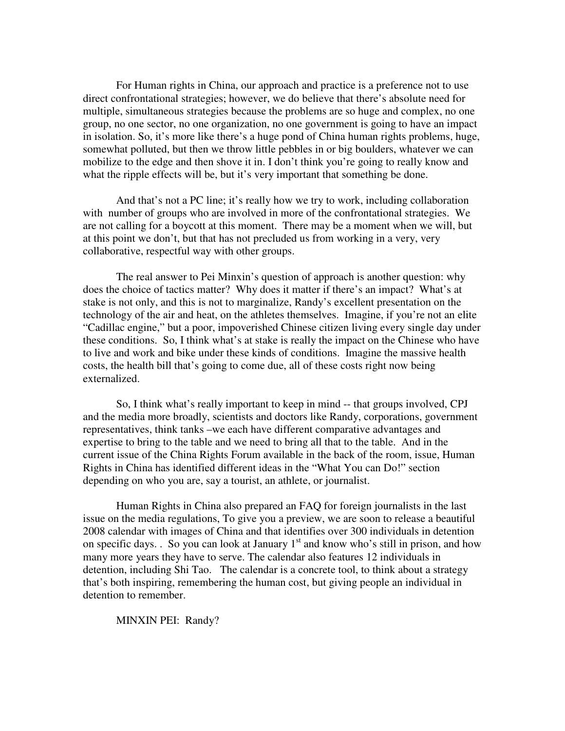For Human rights in China, our approach and practice is a preference not to use direct confrontational strategies; however, we do believe that there's absolute need for multiple, simultaneous strategies because the problems are so huge and complex, no one group, no one sector, no one organization, no one government is going to have an impact in isolation. So, it's more like there's a huge pond of China human rights problems, huge, somewhat polluted, but then we throw little pebbles in or big boulders, whatever we can mobilize to the edge and then shove it in. I don't think you're going to really know and what the ripple effects will be, but it's very important that something be done.

And that's not a PC line; it's really how we try to work, including collaboration with number of groups who are involved in more of the confrontational strategies. We are not calling for a boycott at this moment. There may be a moment when we will, but at this point we don't, but that has not precluded us from working in a very, very collaborative, respectful way with other groups.

The real answer to Pei Minxin's question of approach is another question: why does the choice of tactics matter? Why does it matter if there's an impact? What's at stake is not only, and this is not to marginalize, Randy's excellent presentation on the technology of the air and heat, on the athletes themselves. Imagine, if you're not an elite "Cadillac engine," but a poor, impoverished Chinese citizen living every single day under these conditions. So, I think what's at stake is really the impact on the Chinese who have to live and work and bike under these kinds of conditions. Imagine the massive health costs, the health bill that's going to come due, all of these costs right now being externalized.

So, I think what's really important to keep in mind -- that groups involved, CPJ and the media more broadly, scientists and doctors like Randy, corporations, government representatives, think tanks –we each have different comparative advantages and expertise to bring to the table and we need to bring all that to the table. And in the current issue of the China Rights Forum available in the back of the room, issue, Human Rights in China has identified different ideas in the "What You can Do!" section depending on who you are, say a tourist, an athlete, or journalist.

Human Rights in China also prepared an FAQ for foreign journalists in the last issue on the media regulations, To give you a preview, we are soon to release a beautiful 2008 calendar with images of China and that identifies over 300 individuals in detention on specific days. . So you can look at January 1st and know who's still in prison, and how many more years they have to serve. The calendar also features 12 individuals in detention, including Shi Tao. The calendar is a concrete tool, to think about a strategy that's both inspiring, remembering the human cost, but giving people an individual in detention to remember.

MINXIN PEI: Randy?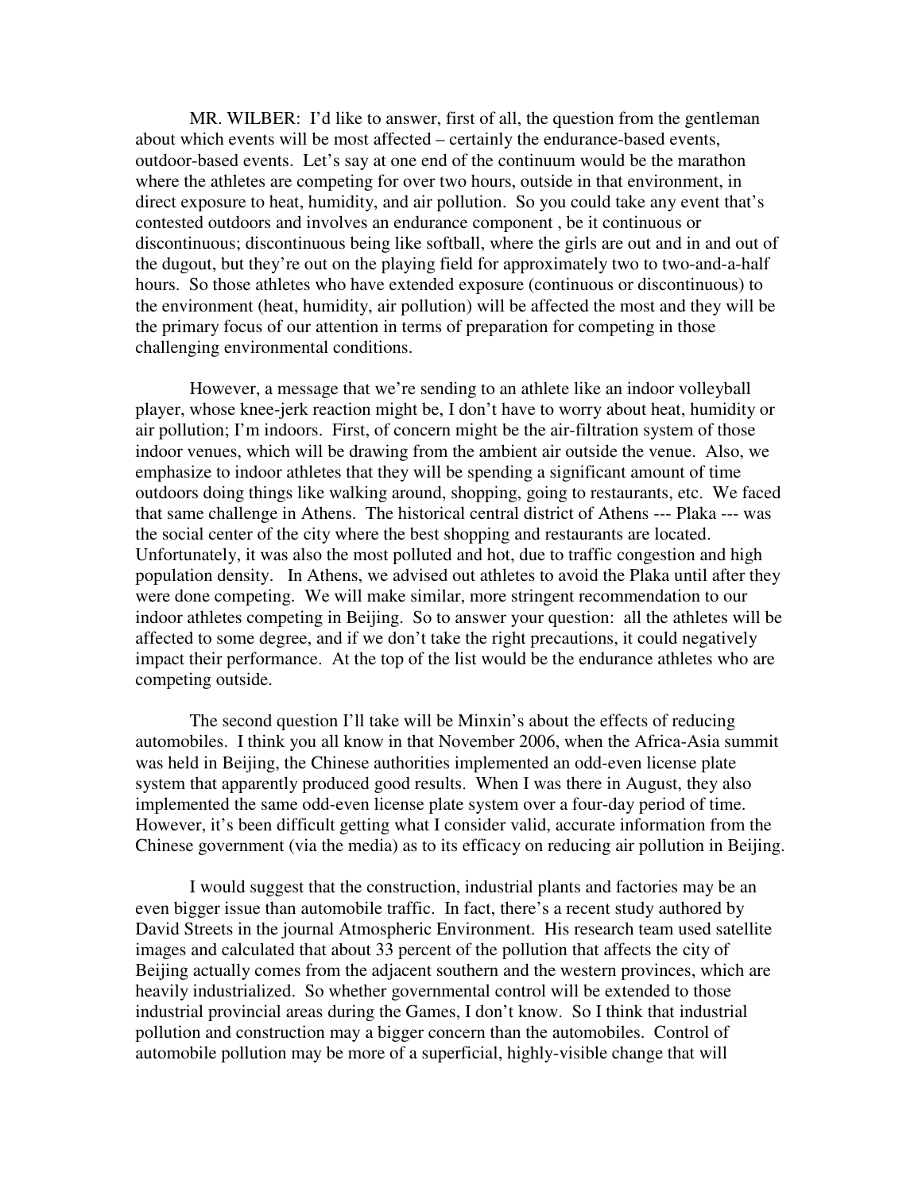MR. WILBER: I'd like to answer, first of all, the question from the gentleman about which events will be most affected – certainly the endurance-based events, outdoor-based events. Let's say at one end of the continuum would be the marathon where the athletes are competing for over two hours, outside in that environment, in direct exposure to heat, humidity, and air pollution. So you could take any event that's contested outdoors and involves an endurance component , be it continuous or discontinuous; discontinuous being like softball, where the girls are out and in and out of the dugout, but they're out on the playing field for approximately two to two-and-a-half hours. So those athletes who have extended exposure (continuous or discontinuous) to the environment (heat, humidity, air pollution) will be affected the most and they will be the primary focus of our attention in terms of preparation for competing in those challenging environmental conditions.

However, a message that we're sending to an athlete like an indoor volleyball player, whose knee-jerk reaction might be, I don't have to worry about heat, humidity or air pollution; I'm indoors. First, of concern might be the air-filtration system of those indoor venues, which will be drawing from the ambient air outside the venue. Also, we emphasize to indoor athletes that they will be spending a significant amount of time outdoors doing things like walking around, shopping, going to restaurants, etc. We faced that same challenge in Athens. The historical central district of Athens --- Plaka --- was the social center of the city where the best shopping and restaurants are located. Unfortunately, it was also the most polluted and hot, due to traffic congestion and high population density. In Athens, we advised out athletes to avoid the Plaka until after they were done competing. We will make similar, more stringent recommendation to our indoor athletes competing in Beijing. So to answer your question: all the athletes will be affected to some degree, and if we don't take the right precautions, it could negatively impact their performance. At the top of the list would be the endurance athletes who are competing outside.

The second question I'll take will be Minxin's about the effects of reducing automobiles. I think you all know in that November 2006, when the Africa-Asia summit was held in Beijing, the Chinese authorities implemented an odd-even license plate system that apparently produced good results. When I was there in August, they also implemented the same odd-even license plate system over a four-day period of time. However, it's been difficult getting what I consider valid, accurate information from the Chinese government (via the media) as to its efficacy on reducing air pollution in Beijing.

I would suggest that the construction, industrial plants and factories may be an even bigger issue than automobile traffic. In fact, there's a recent study authored by David Streets in the journal Atmospheric Environment. His research team used satellite images and calculated that about 33 percent of the pollution that affects the city of Beijing actually comes from the adjacent southern and the western provinces, which are heavily industrialized. So whether governmental control will be extended to those industrial provincial areas during the Games, I don't know. So I think that industrial pollution and construction may a bigger concern than the automobiles. Control of automobile pollution may be more of a superficial, highly-visible change that will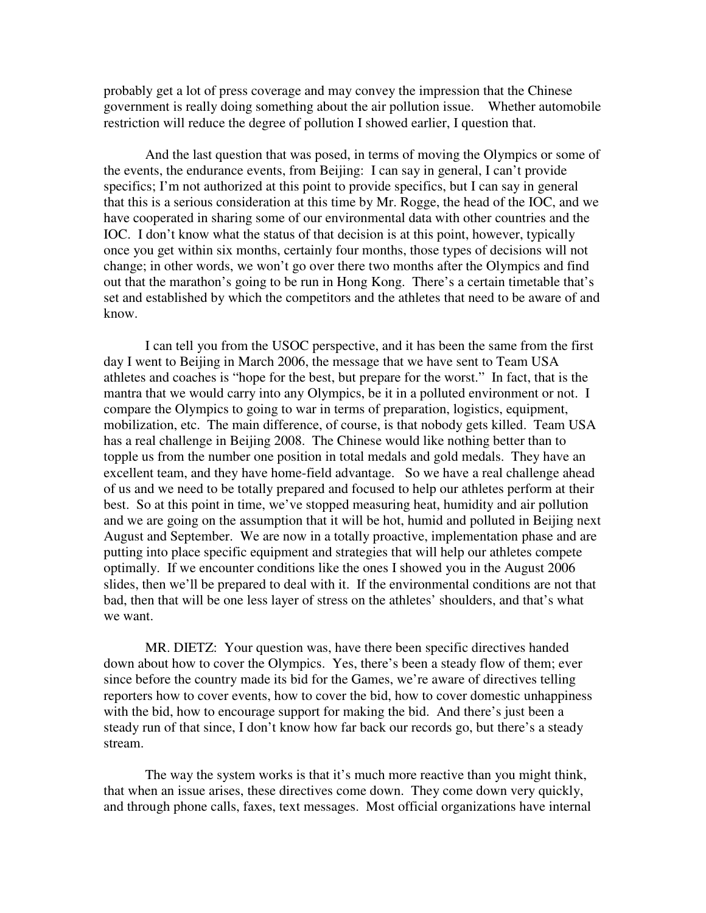probably get a lot of press coverage and may convey the impression that the Chinese government is really doing something about the air pollution issue. Whether automobile restriction will reduce the degree of pollution I showed earlier, I question that.

And the last question that was posed, in terms of moving the Olympics or some of the events, the endurance events, from Beijing: I can say in general, I can't provide specifics; I'm not authorized at this point to provide specifics, but I can say in general that this is a serious consideration at this time by Mr. Rogge, the head of the IOC, and we have cooperated in sharing some of our environmental data with other countries and the IOC. I don't know what the status of that decision is at this point, however, typically once you get within six months, certainly four months, those types of decisions will not change; in other words, we won't go over there two months after the Olympics and find out that the marathon's going to be run in Hong Kong. There's a certain timetable that's set and established by which the competitors and the athletes that need to be aware of and know.

I can tell you from the USOC perspective, and it has been the same from the first day I went to Beijing in March 2006, the message that we have sent to Team USA athletes and coaches is "hope for the best, but prepare for the worst." In fact, that is the mantra that we would carry into any Olympics, be it in a polluted environment or not. I compare the Olympics to going to war in terms of preparation, logistics, equipment, mobilization, etc. The main difference, of course, is that nobody gets killed. Team USA has a real challenge in Beijing 2008. The Chinese would like nothing better than to topple us from the number one position in total medals and gold medals. They have an excellent team, and they have home-field advantage. So we have a real challenge ahead of us and we need to be totally prepared and focused to help our athletes perform at their best. So at this point in time, we've stopped measuring heat, humidity and air pollution and we are going on the assumption that it will be hot, humid and polluted in Beijing next August and September. We are now in a totally proactive, implementation phase and are putting into place specific equipment and strategies that will help our athletes compete optimally. If we encounter conditions like the ones I showed you in the August 2006 slides, then we'll be prepared to deal with it. If the environmental conditions are not that bad, then that will be one less layer of stress on the athletes' shoulders, and that's what we want.

MR. DIETZ: Your question was, have there been specific directives handed down about how to cover the Olympics. Yes, there's been a steady flow of them; ever since before the country made its bid for the Games, we're aware of directives telling reporters how to cover events, how to cover the bid, how to cover domestic unhappiness with the bid, how to encourage support for making the bid. And there's just been a steady run of that since, I don't know how far back our records go, but there's a steady stream.

The way the system works is that it's much more reactive than you might think, that when an issue arises, these directives come down. They come down very quickly, and through phone calls, faxes, text messages. Most official organizations have internal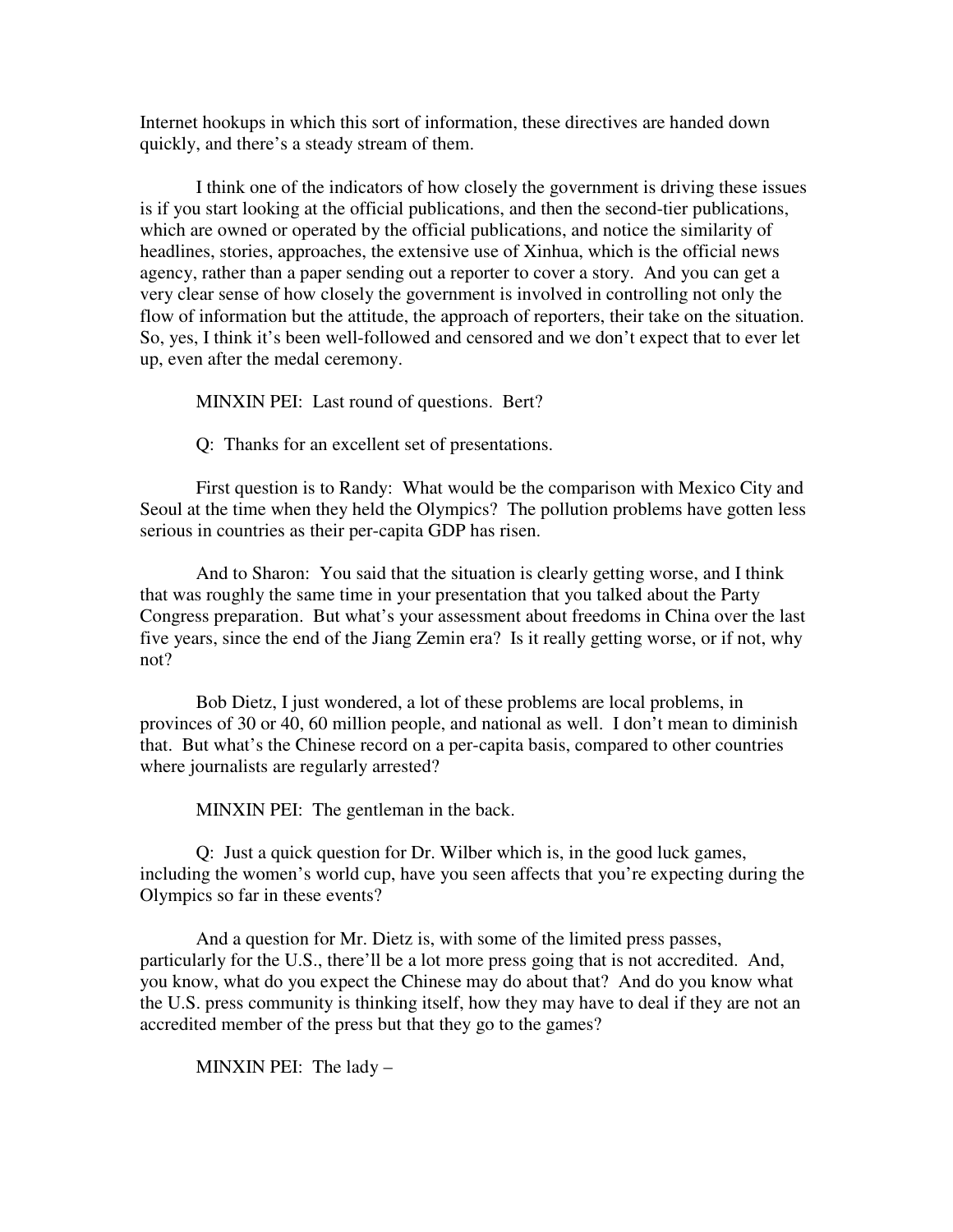Internet hookups in which this sort of information, these directives are handed down quickly, and there's a steady stream of them.

I think one of the indicators of how closely the government is driving these issues is if you start looking at the official publications, and then the second-tier publications, which are owned or operated by the official publications, and notice the similarity of headlines, stories, approaches, the extensive use of Xinhua, which is the official news agency, rather than a paper sending out a reporter to cover a story. And you can get a very clear sense of how closely the government is involved in controlling not only the flow of information but the attitude, the approach of reporters, their take on the situation. So, yes, I think it's been well-followed and censored and we don't expect that to ever let up, even after the medal ceremony.

MINXIN PEI: Last round of questions. Bert?

Q: Thanks for an excellent set of presentations.

First question is to Randy: What would be the comparison with Mexico City and Seoul at the time when they held the Olympics? The pollution problems have gotten less serious in countries as their per-capita GDP has risen.

And to Sharon: You said that the situation is clearly getting worse, and I think that was roughly the same time in your presentation that you talked about the Party Congress preparation. But what's your assessment about freedoms in China over the last five years, since the end of the Jiang Zemin era? Is it really getting worse, or if not, why not?

Bob Dietz, I just wondered, a lot of these problems are local problems, in provinces of 30 or 40, 60 million people, and national as well. I don't mean to diminish that. But what's the Chinese record on a per-capita basis, compared to other countries where journalists are regularly arrested?

MINXIN PEI: The gentleman in the back.

Q: Just a quick question for Dr. Wilber which is, in the good luck games, including the women's world cup, have you seen affects that you're expecting during the Olympics so far in these events?

And a question for Mr. Dietz is, with some of the limited press passes, particularly for the U.S., there'll be a lot more press going that is not accredited. And, you know, what do you expect the Chinese may do about that? And do you know what the U.S. press community is thinking itself, how they may have to deal if they are not an accredited member of the press but that they go to the games?

MINXIN PEI: The lady –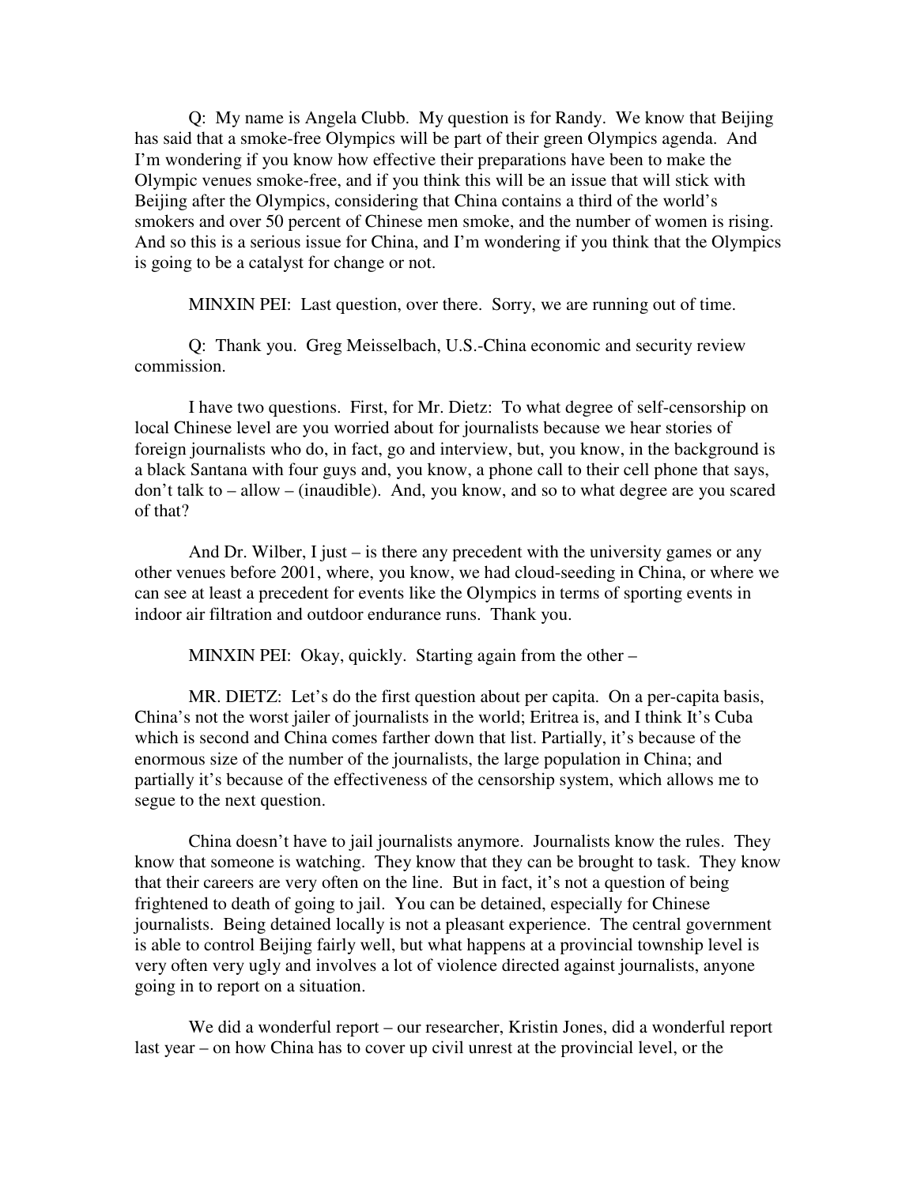Q: My name is Angela Clubb. My question is for Randy. We know that Beijing has said that a smoke-free Olympics will be part of their green Olympics agenda. And I'm wondering if you know how effective their preparations have been to make the Olympic venues smoke-free, and if you think this will be an issue that will stick with Beijing after the Olympics, considering that China contains a third of the world's smokers and over 50 percent of Chinese men smoke, and the number of women is rising. And so this is a serious issue for China, and I'm wondering if you think that the Olympics is going to be a catalyst for change or not.

MINXIN PEI: Last question, over there. Sorry, we are running out of time.

Q: Thank you. Greg Meisselbach, U.S.-China economic and security review commission.

I have two questions. First, for Mr. Dietz: To what degree of self-censorship on local Chinese level are you worried about for journalists because we hear stories of foreign journalists who do, in fact, go and interview, but, you know, in the background is a black Santana with four guys and, you know, a phone call to their cell phone that says, don't talk to – allow – (inaudible). And, you know, and so to what degree are you scared of that?

And Dr. Wilber, I just – is there any precedent with the university games or any other venues before 2001, where, you know, we had cloud-seeding in China, or where we can see at least a precedent for events like the Olympics in terms of sporting events in indoor air filtration and outdoor endurance runs. Thank you.

MINXIN PEI: Okay, quickly. Starting again from the other –

MR. DIETZ: Let's do the first question about per capita. On a per-capita basis, China's not the worst jailer of journalists in the world; Eritrea is, and I think It's Cuba which is second and China comes farther down that list. Partially, it's because of the enormous size of the number of the journalists, the large population in China; and partially it's because of the effectiveness of the censorship system, which allows me to segue to the next question.

China doesn't have to jail journalists anymore. Journalists know the rules. They know that someone is watching. They know that they can be brought to task. They know that their careers are very often on the line. But in fact, it's not a question of being frightened to death of going to jail. You can be detained, especially for Chinese journalists. Being detained locally is not a pleasant experience. The central government is able to control Beijing fairly well, but what happens at a provincial township level is very often very ugly and involves a lot of violence directed against journalists, anyone going in to report on a situation.

We did a wonderful report – our researcher, Kristin Jones, did a wonderful report last year – on how China has to cover up civil unrest at the provincial level, or the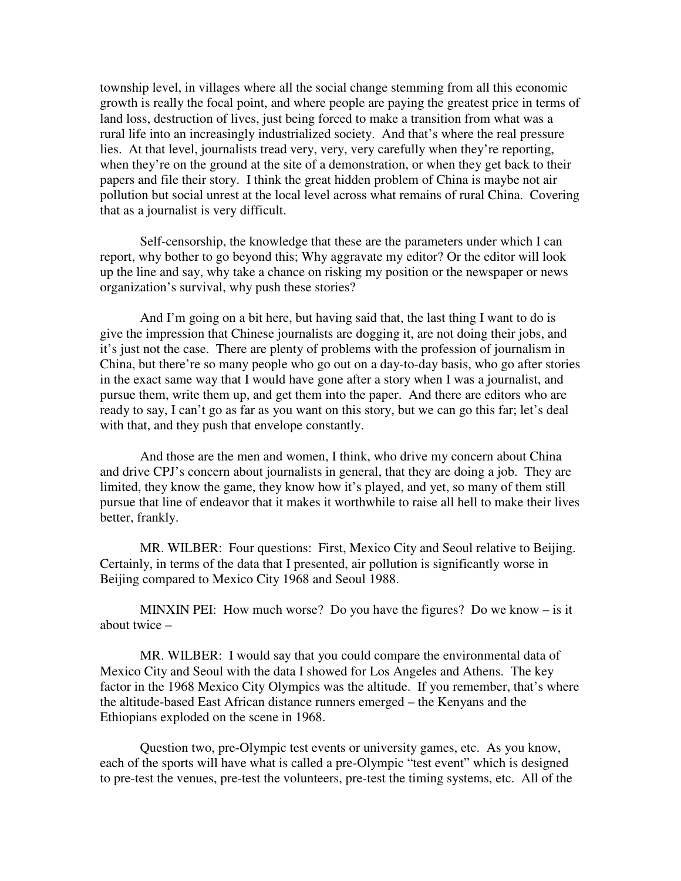township level, in villages where all the social change stemming from all this economic growth is really the focal point, and where people are paying the greatest price in terms of land loss, destruction of lives, just being forced to make a transition from what was a rural life into an increasingly industrialized society. And that's where the real pressure lies. At that level, journalists tread very, very, very carefully when they're reporting, when they're on the ground at the site of a demonstration, or when they get back to their papers and file their story. I think the great hidden problem of China is maybe not air pollution but social unrest at the local level across what remains of rural China. Covering that as a journalist is very difficult.

Self-censorship, the knowledge that these are the parameters under which I can report, why bother to go beyond this; Why aggravate my editor? Or the editor will look up the line and say, why take a chance on risking my position or the newspaper or news organization's survival, why push these stories?

And I'm going on a bit here, but having said that, the last thing I want to do is give the impression that Chinese journalists are dogging it, are not doing their jobs, and it's just not the case. There are plenty of problems with the profession of journalism in China, but there're so many people who go out on a day-to-day basis, who go after stories in the exact same way that I would have gone after a story when I was a journalist, and pursue them, write them up, and get them into the paper. And there are editors who are ready to say, I can't go as far as you want on this story, but we can go this far; let's deal with that, and they push that envelope constantly.

And those are the men and women, I think, who drive my concern about China and drive CPJ's concern about journalists in general, that they are doing a job. They are limited, they know the game, they know how it's played, and yet, so many of them still pursue that line of endeavor that it makes it worthwhile to raise all hell to make their lives better, frankly.

MR. WILBER: Four questions: First, Mexico City and Seoul relative to Beijing. Certainly, in terms of the data that I presented, air pollution is significantly worse in Beijing compared to Mexico City 1968 and Seoul 1988.

MINXIN PEI: How much worse? Do you have the figures? Do we know – is it about twice –

MR. WILBER: I would say that you could compare the environmental data of Mexico City and Seoul with the data I showed for Los Angeles and Athens. The key factor in the 1968 Mexico City Olympics was the altitude. If you remember, that's where the altitude-based East African distance runners emerged – the Kenyans and the Ethiopians exploded on the scene in 1968.

Question two, pre-Olympic test events or university games, etc. As you know, each of the sports will have what is called a pre-Olympic "test event" which is designed to pre-test the venues, pre-test the volunteers, pre-test the timing systems, etc. All of the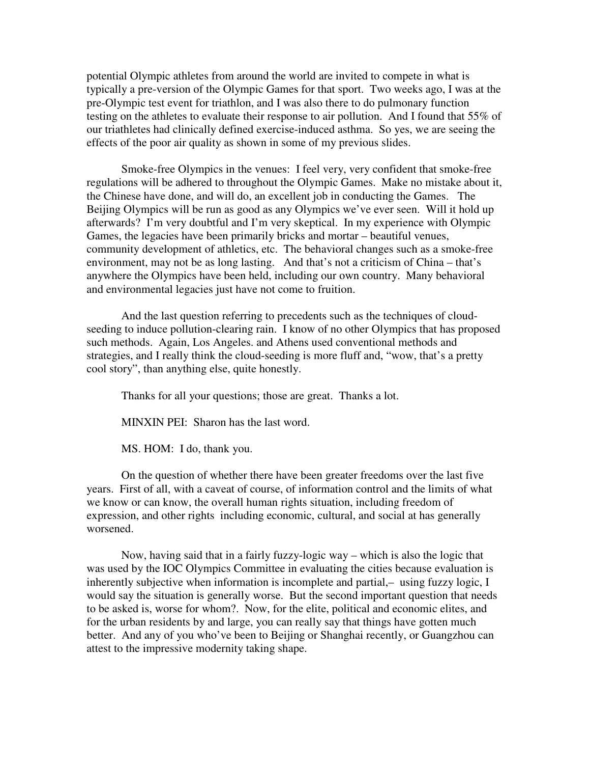potential Olympic athletes from around the world are invited to compete in what is typically a pre-version of the Olympic Games for that sport. Two weeks ago, I was at the pre-Olympic test event for triathlon, and I was also there to do pulmonary function testing on the athletes to evaluate their response to air pollution. And I found that 55% of our triathletes had clinically defined exercise-induced asthma. So yes, we are seeing the effects of the poor air quality as shown in some of my previous slides.

Smoke-free Olympics in the venues: I feel very, very confident that smoke-free regulations will be adhered to throughout the Olympic Games. Make no mistake about it, the Chinese have done, and will do, an excellent job in conducting the Games. The Beijing Olympics will be run as good as any Olympics we've ever seen. Will it hold up afterwards? I'm very doubtful and I'm very skeptical. In my experience with Olympic Games, the legacies have been primarily bricks and mortar – beautiful venues, community development of athletics, etc. The behavioral changes such as a smoke-free environment, may not be as long lasting. And that's not a criticism of China – that's anywhere the Olympics have been held, including our own country. Many behavioral and environmental legacies just have not come to fruition.

And the last question referring to precedents such as the techniques of cloud-seeding to induce pollution-clearing rain. I know of no other Olympics that has proposed such methods. Again, Los Angeles. and Athens used conventional methods and strategies, and I really think the cloud-seeding is more fluff and, "wow, that's a pretty cool story", than anything else, quite honestly.

Thanks for all your questions; those are great. Thanks a lot.

MINXIN PEI: Sharon has the last word.

MS. HOM: I do, thank you.

On the question of whether there have been greater freedoms over the last five years. First of all, with a caveat of course, of information control and the limits of what we know or can know, the overall human rights situation, including freedom of expression, and other rights including economic, cultural, and social at has generally worsened.

Now, having said that in a fairly fuzzy-logic way – which is also the logic that was used by the IOC Olympics Committee in evaluating the cities because evaluation is inherently subjective when information is incomplete and partial,– using fuzzy logic, I would say the situation is generally worse. But the second important question that needs to be asked is, worse for whom?. Now, for the elite, political and economic elites, and for the urban residents by and large, you can really say that things have gotten much better. And any of you who've been to Beijing or Shanghai recently, or Guangzhou can attest to the impressive modernity taking shape.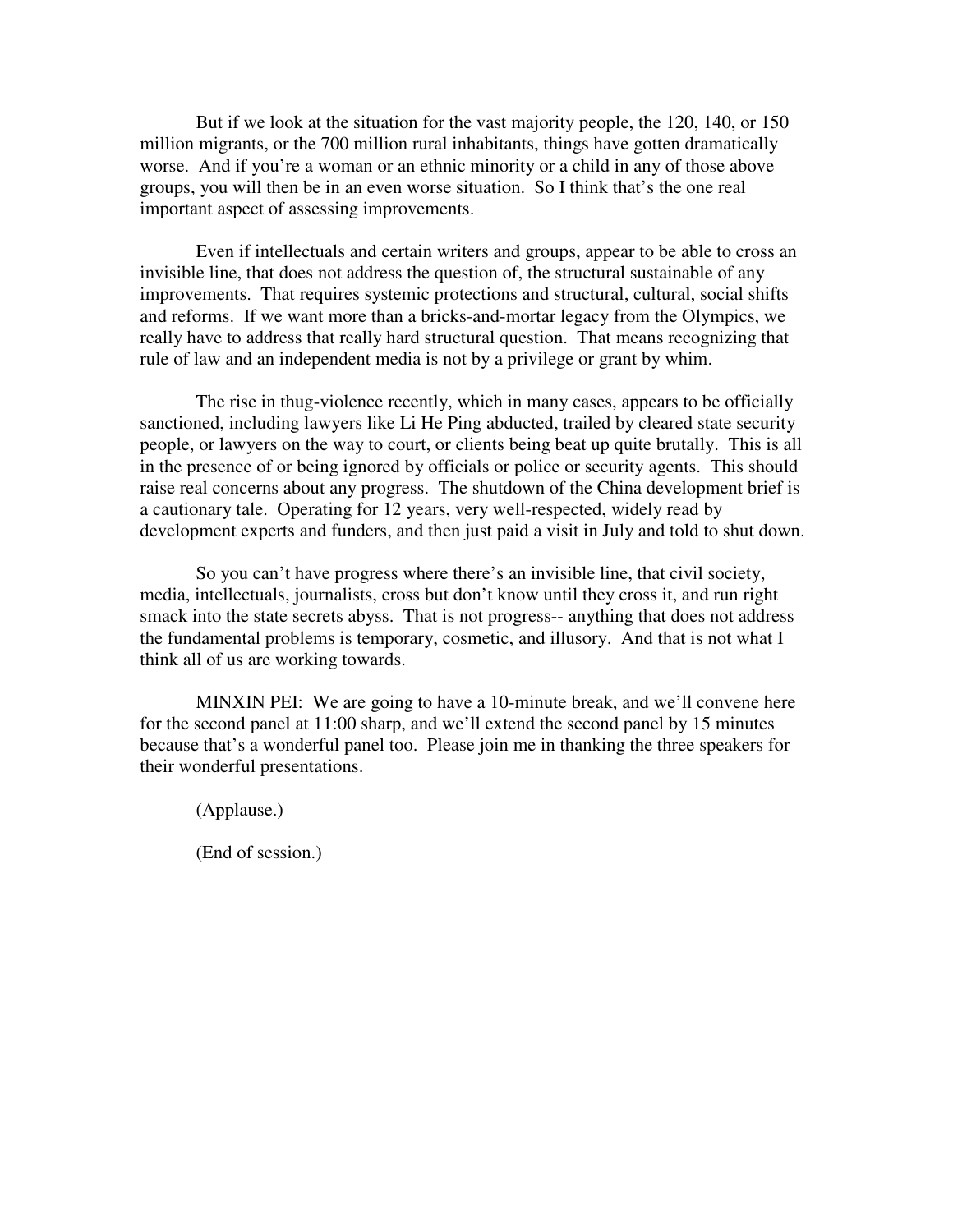But if we look at the situation for the vast majority people, the 120, 140, or 150 million migrants, or the 700 million rural inhabitants, things have gotten dramatically worse. And if you're a woman or an ethnic minority or a child in any of those above groups, you will then be in an even worse situation. So I think that's the one real important aspect of assessing improvements.

Even if intellectuals and certain writers and groups, appear to be able to cross an invisible line, that does not address the question of, the structural sustainable of any improvements. That requires systemic protections and structural, cultural, social shifts and reforms. If we want more than a bricks-and-mortar legacy from the Olympics, we really have to address that really hard structural question. That means recognizing that rule of law and an independent media is not by a privilege or grant by whim.

The rise in thug-violence recently, which in many cases, appears to be officially sanctioned, including lawyers like Li He Ping abducted, trailed by cleared state security people, or lawyers on the way to court, or clients being beat up quite brutally. This is all in the presence of or being ignored by officials or police or security agents. This should raise real concerns about any progress. The shutdown of the China development brief is a cautionary tale. Operating for 12 years, very well-respected, widely read by development experts and funders, and then just paid a visit in July and told to shut down.

So you can't have progress where there's an invisible line, that civil society, media, intellectuals, journalists, cross but don't know until they cross it, and run right smack into the state secrets abyss. That is not progress-- anything that does not address the fundamental problems is temporary, cosmetic, and illusory. And that is not what I think all of us are working towards.

MINXIN PEI: We are going to have a 10-minute break, and we'll convene here for the second panel at 11:00 sharp, and we'll extend the second panel by 15 minutes because that's a wonderful panel too. Please join me in thanking the three speakers for their wonderful presentations.

(Applause.)

(End of session.)